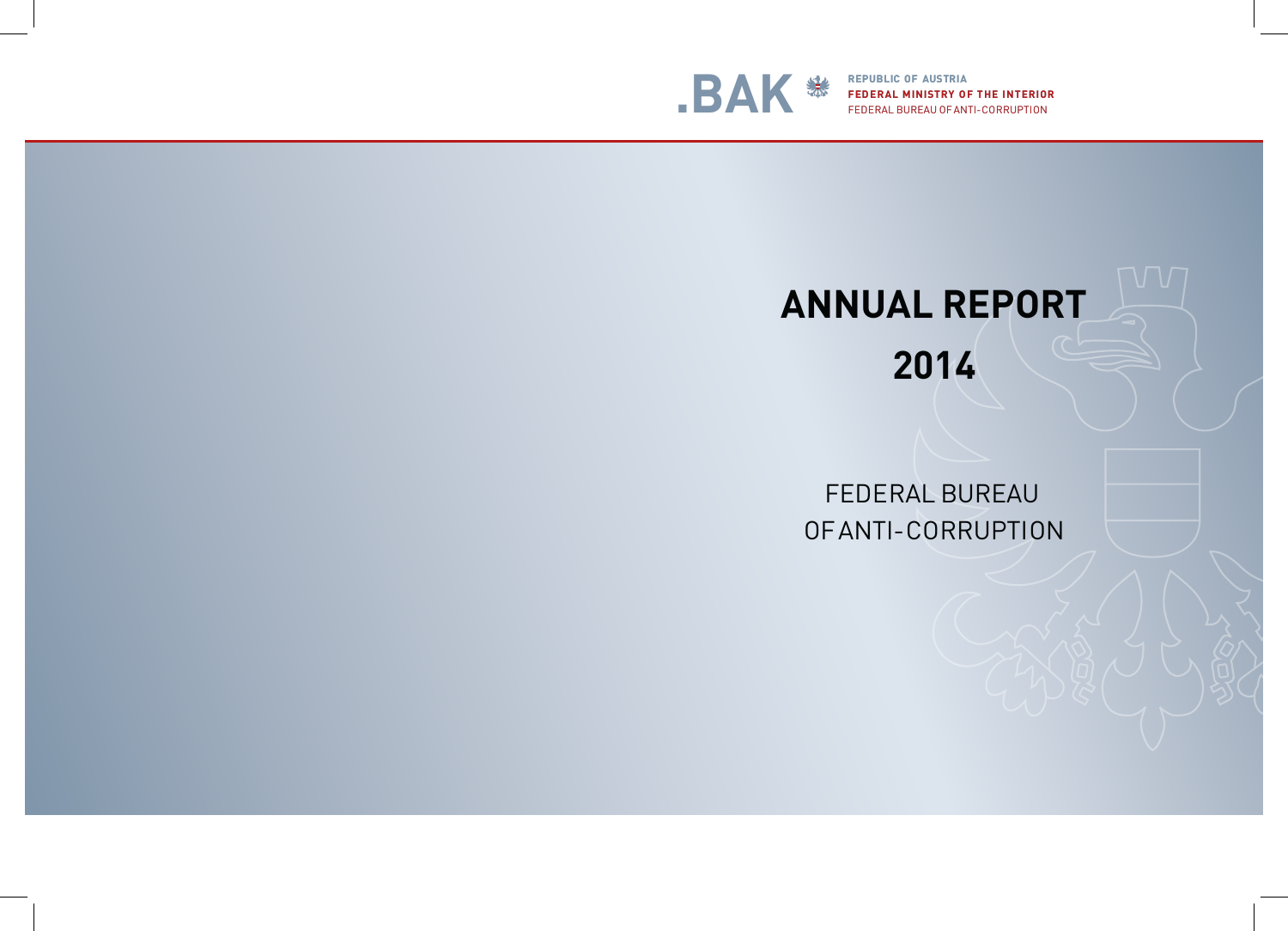.BAK

REPUBLIC OF AUSTRIA
FEDERAL MINISTRY OF THE INTERIOR
FEDERAL BUREAU OF ANTI-CORRUPTION

# ANNUAL REPORT 2014

FEDERAL BUREAU OF ANTI-CORRUPTION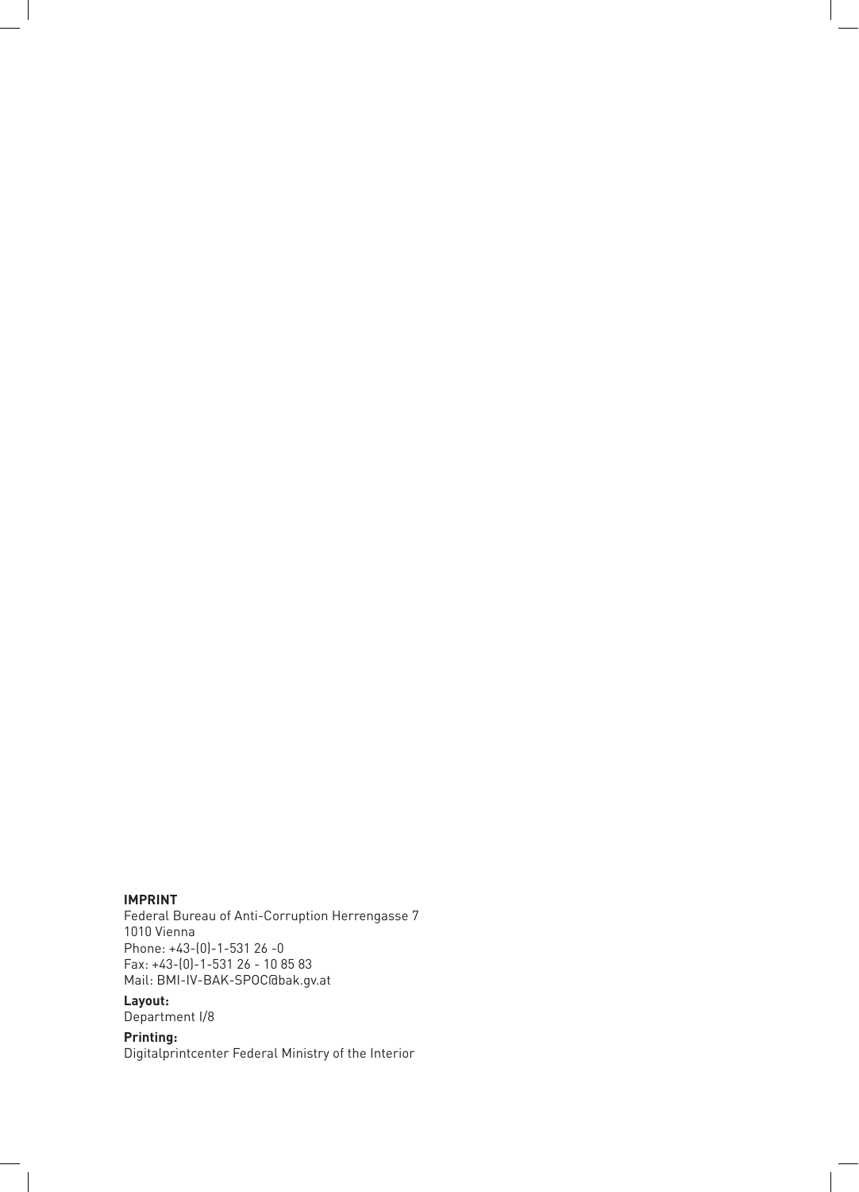**IMPRINT**

Federal Bureau of Anti-Corruption Herrengasse 7
1010 Vienna
Phone: +43-(0)-1-531 26 -0
Fax: +43-(0)-1-531 26 - 10 85 83
Mail: BMI-IV-BAK-SPOC@bak.gv.at

**Layout:**
Department I/8

**Printing:**
Digitalprintcenter Federal Ministry of the Interior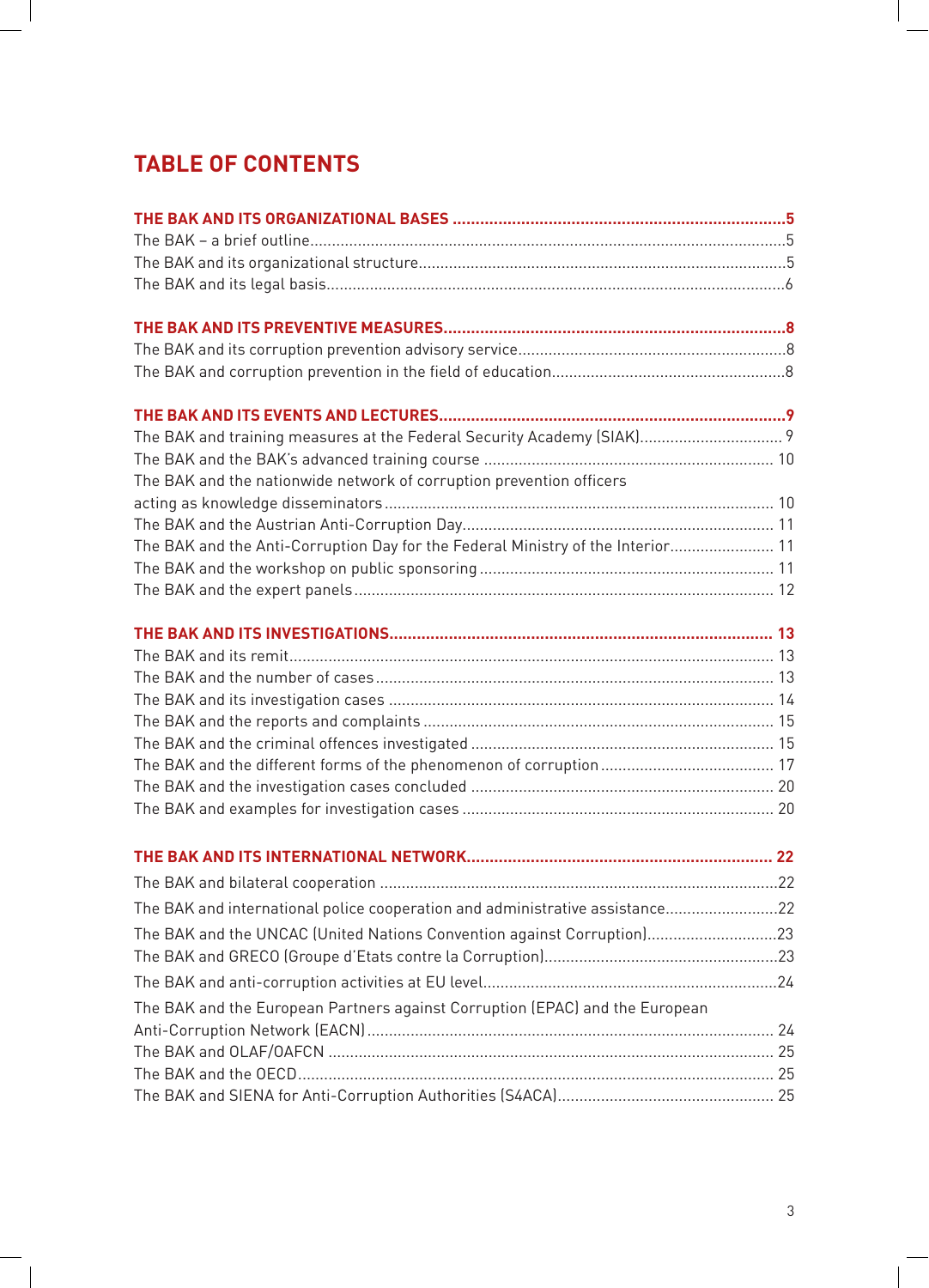# TABLE OF CONTENTS

**THE BAK AND ITS ORGANIZATIONAL BASES** ........ 5
- The BAK – a brief outline ........ 5
- The BAK and its organizational structure ........ 5
- The BAK and its legal basis ........ 6

**THE BAK AND ITS PREVENTIVE MEASURES** ........ 8
- The BAK and its corruption prevention advisory service ........ 8
- The BAK and corruption prevention in the field of education ........ 8

**THE BAK AND ITS EVENTS AND LECTURES** ........ 9
- The BAK and training measures at the Federal Security Academy (SIAK) ........ 9
- The BAK and the BAK's advanced training course ........ 10
- The BAK and the nationwide network of corruption prevention officers acting as knowledge disseminators ........ 10
- The BAK and the Austrian Anti-Corruption Day ........ 11
- The BAK and the Anti-Corruption Day for the Federal Ministry of the Interior ........ 11
- The BAK and the workshop on public sponsoring ........ 11
- The BAK and the expert panels ........ 12

**THE BAK AND ITS INVESTIGATIONS** ........ 13
- The BAK and its remit ........ 13
- The BAK and the number of cases ........ 13
- The BAK and its investigation cases ........ 14
- The BAK and the reports and complaints ........ 15
- The BAK and the criminal offences investigated ........ 15
- The BAK and the different forms of the phenomenon of corruption ........ 17
- The BAK and the investigation cases concluded ........ 20
- The BAK and examples for investigation cases ........ 20

**THE BAK AND ITS INTERNATIONAL NETWORK** ........ 22
- The BAK and bilateral cooperation ........ 22
- The BAK and international police cooperation and administrative assistance ........ 22
- The BAK and the UNCAC (United Nations Convention against Corruption) ........ 23
- The BAK and GRECO (Groupe d'Etats contre la Corruption) ........ 23
- The BAK and anti-corruption activities at EU level ........ 24
- The BAK and the European Partners against Corruption (EPAC) and the European Anti-Corruption Network (EACN) ........ 24
- The BAK and OLAF/OAFCN ........ 25
- The BAK and the OECD ........ 25
- The BAK and SIENA for Anti-Corruption Authorities (S4ACA) ........ 25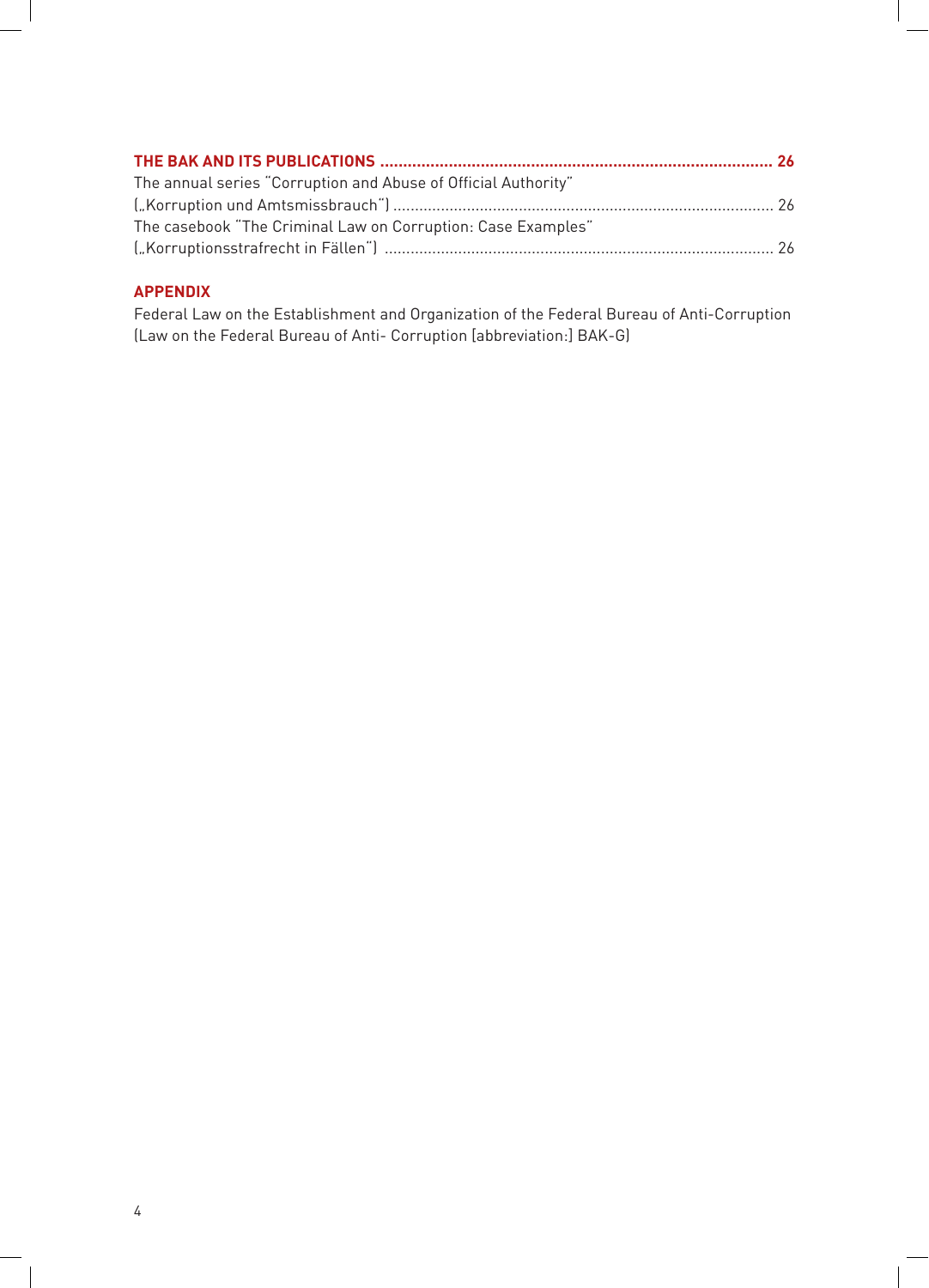**THE BAK AND ITS PUBLICATIONS ........................................................................................ 26**

The annual series "Corruption and Abuse of Official Authority" („Korruption und Amtsmissbrauch") ........................................................................................ 26

The casebook "The Criminal Law on Corruption: Case Examples" („Korruptionsstrafrecht in Fällen") ........................................................................................ 26

**APPENDIX**

Federal Law on the Establishment and Organization of the Federal Bureau of Anti-Corruption (Law on the Federal Bureau of Anti- Corruption [abbreviation:] BAK-G)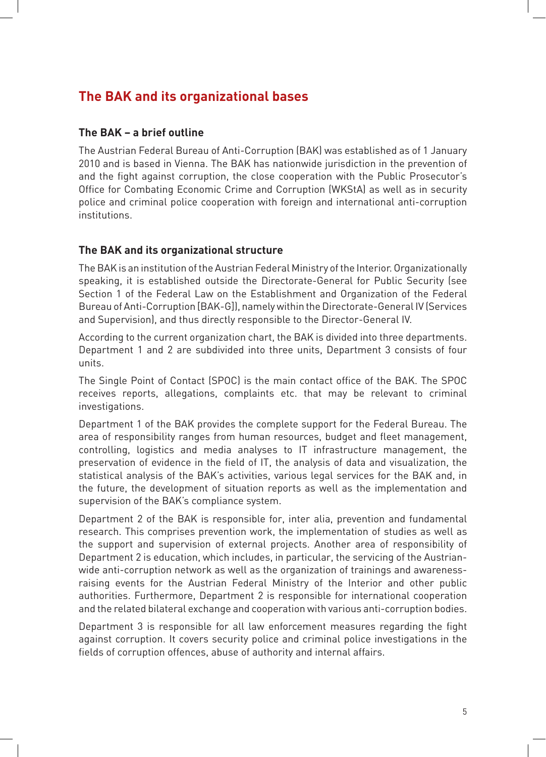# The BAK and its organizational bases

## The BAK – a brief outline

The Austrian Federal Bureau of Anti-Corruption (BAK) was established as of 1 January 2010 and is based in Vienna. The BAK has nationwide jurisdiction in the prevention of and the fight against corruption, the close cooperation with the Public Prosecutor's Office for Combating Economic Crime and Corruption (WKStA) as well as in security police and criminal police cooperation with foreign and international anti-corruption institutions.

## The BAK and its organizational structure

The BAK is an institution of the Austrian Federal Ministry of the Interior. Organizationally speaking, it is established outside the Directorate-General for Public Security (see Section 1 of the Federal Law on the Establishment and Organization of the Federal Bureau of Anti-Corruption [BAK-G]), namely within the Directorate-General IV (Services and Supervision), and thus directly responsible to the Director-General IV.

According to the current organization chart, the BAK is divided into three departments. Department 1 and 2 are subdivided into three units, Department 3 consists of four units.

The Single Point of Contact (SPOC) is the main contact office of the BAK. The SPOC receives reports, allegations, complaints etc. that may be relevant to criminal investigations.

Department 1 of the BAK provides the complete support for the Federal Bureau. The area of responsibility ranges from human resources, budget and fleet management, controlling, logistics and media analyses to IT infrastructure management, the preservation of evidence in the field of IT, the analysis of data and visualization, the statistical analysis of the BAK's activities, various legal services for the BAK and, in the future, the development of situation reports as well as the implementation and supervision of the BAK's compliance system.

Department 2 of the BAK is responsible for, inter alia, prevention and fundamental research. This comprises prevention work, the implementation of studies as well as the support and supervision of external projects. Another area of responsibility of Department 2 is education, which includes, in particular, the servicing of the Austrian-wide anti-corruption network as well as the organization of trainings and awareness-raising events for the Austrian Federal Ministry of the Interior and other public authorities. Furthermore, Department 2 is responsible for international cooperation and the related bilateral exchange and cooperation with various anti-corruption bodies.

Department 3 is responsible for all law enforcement measures regarding the fight against corruption. It covers security police and criminal police investigations in the fields of corruption offences, abuse of authority and internal affairs.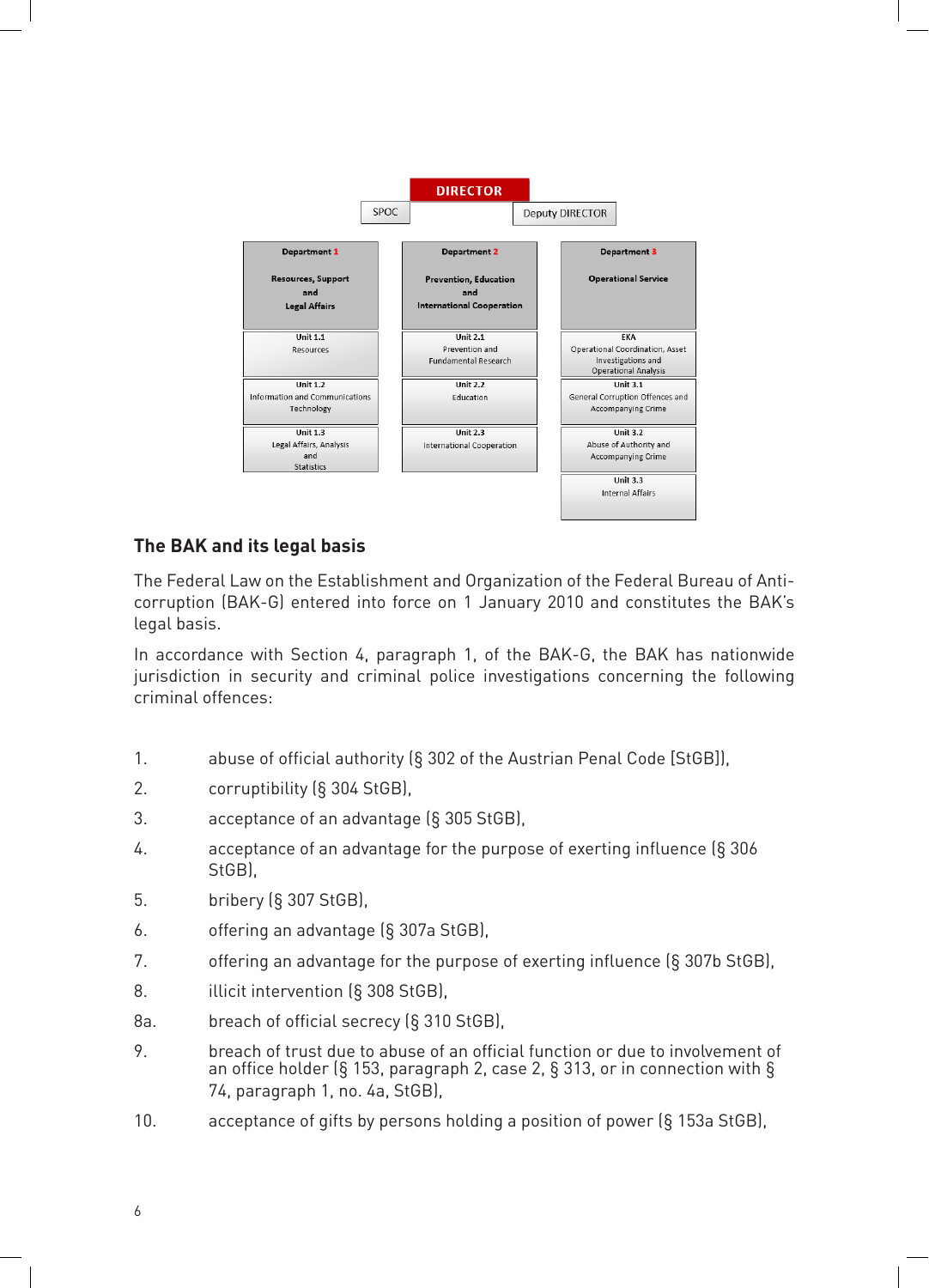DIRECTOR

SPOC | Deputy DIRECTOR

| Department 1 Resources, Support and Legal Affairs | Department 2 Prevention, Education and International Cooperation | Department 3 Operational Service |
|---|---|---|
| Unit 1.1 Resources | Unit 2.1 Prevention and Fundamental Research | EKA Operational Coordination, Asset Investigations and Operational Analysis |
| Unit 1.2 Information and Communications Technology | Unit 2.2 Education | Unit 3.1 General Corruption Offences and Accompanying Crime |
| Unit 1.3 Legal Affairs, Analysis and Statistics | Unit 2.3 International Cooperation | Unit 3.2 Abuse of Authority and Accompanying Crime |
| | | Unit 3.3 Internal Affairs |

## The BAK and its legal basis

The Federal Law on the Establishment and Organization of the Federal Bureau of Anti-corruption (BAK-G) entered into force on 1 January 2010 and constitutes the BAK's legal basis.

In accordance with Section 4, paragraph 1, of the BAK-G, the BAK has nationwide jurisdiction in security and criminal police investigations concerning the following criminal offences:

1. abuse of official authority (§ 302 of the Austrian Penal Code [StGB]),
2. corruptibility (§ 304 StGB),
3. acceptance of an advantage (§ 305 StGB),
4. acceptance of an advantage for the purpose of exerting influence (§ 306 StGB),
5. bribery (§ 307 StGB),
6. offering an advantage (§ 307a StGB),
7. offering an advantage for the purpose of exerting influence (§ 307b StGB),
8. illicit intervention (§ 308 StGB),

8a. breach of official secrecy (§ 310 StGB),

9. breach of trust due to abuse of an official function or due to involvement of an office holder (§ 153, paragraph 2, case 2, § 313, or in connection with § 74, paragraph 1, no. 4a, StGB),
10. acceptance of gifts by persons holding a position of power (§ 153a StGB),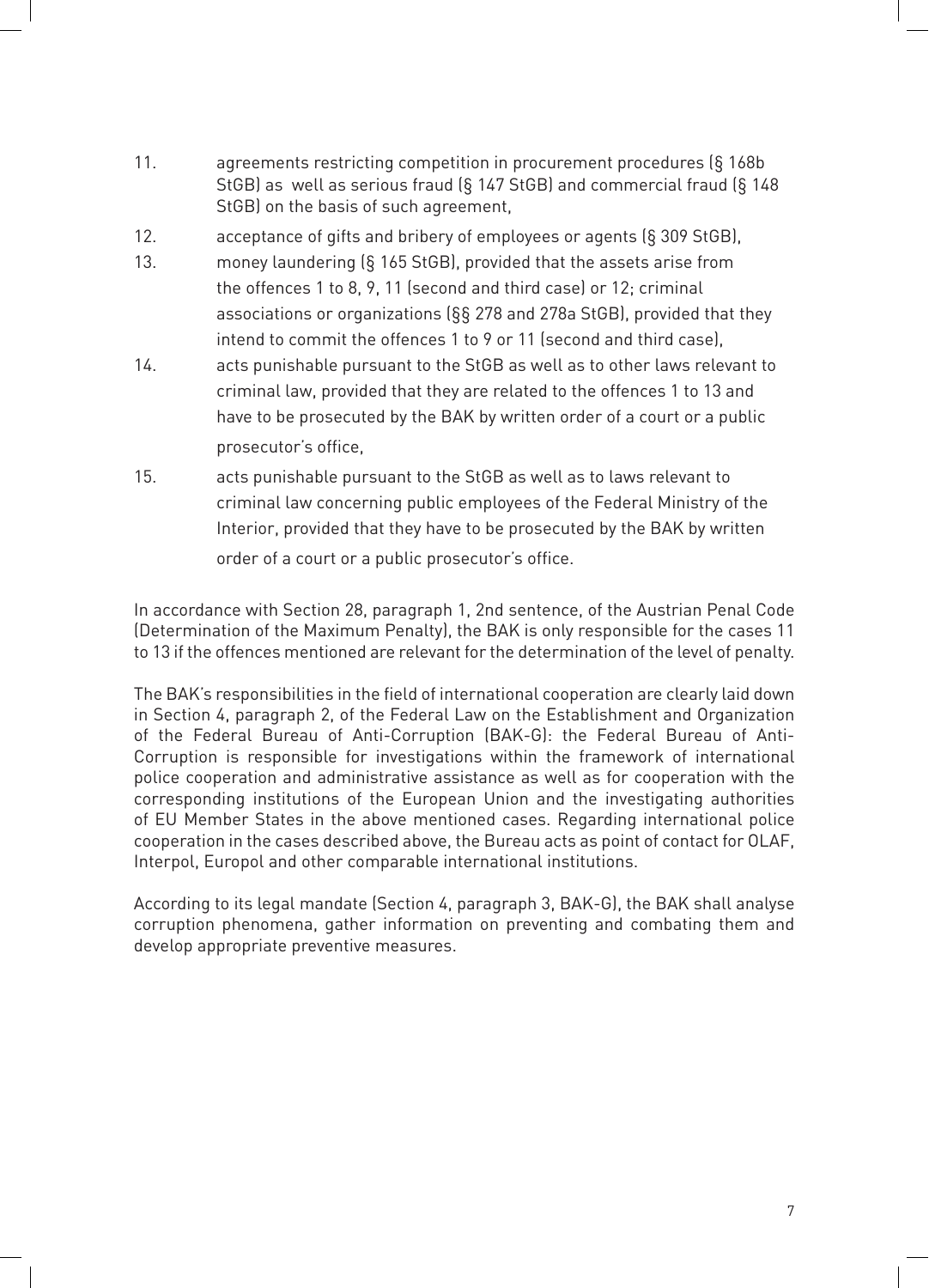11. agreements restricting competition in procurement procedures (§ 168b StGB) as well as serious fraud (§ 147 StGB) and commercial fraud (§ 148 StGB) on the basis of such agreement,
12. acceptance of gifts and bribery of employees or agents (§ 309 StGB),
13. money laundering (§ 165 StGB), provided that the assets arise from the offences 1 to 8, 9, 11 (second and third case) or 12; criminal associations or organizations (§§ 278 and 278a StGB), provided that they intend to commit the offences 1 to 9 or 11 (second and third case),
14. acts punishable pursuant to the StGB as well as to other laws relevant to criminal law, provided that they are related to the offences 1 to 13 and have to be prosecuted by the BAK by written order of a court or a public prosecutor's office,
15. acts punishable pursuant to the StGB as well as to laws relevant to criminal law concerning public employees of the Federal Ministry of the Interior, provided that they have to be prosecuted by the BAK by written order of a court or a public prosecutor's office.

In accordance with Section 28, paragraph 1, 2nd sentence, of the Austrian Penal Code (Determination of the Maximum Penalty), the BAK is only responsible for the cases 11 to 13 if the offences mentioned are relevant for the determination of the level of penalty.

The BAK's responsibilities in the field of international cooperation are clearly laid down in Section 4, paragraph 2, of the Federal Law on the Establishment and Organization of the Federal Bureau of Anti-Corruption (BAK-G): the Federal Bureau of Anti-Corruption is responsible for investigations within the framework of international police cooperation and administrative assistance as well as for cooperation with the corresponding institutions of the European Union and the investigating authorities of EU Member States in the above mentioned cases. Regarding international police cooperation in the cases described above, the Bureau acts as point of contact for OLAF, Interpol, Europol and other comparable international institutions.

According to its legal mandate (Section 4, paragraph 3, BAK-G), the BAK shall analyse corruption phenomena, gather information on preventing and combating them and develop appropriate preventive measures.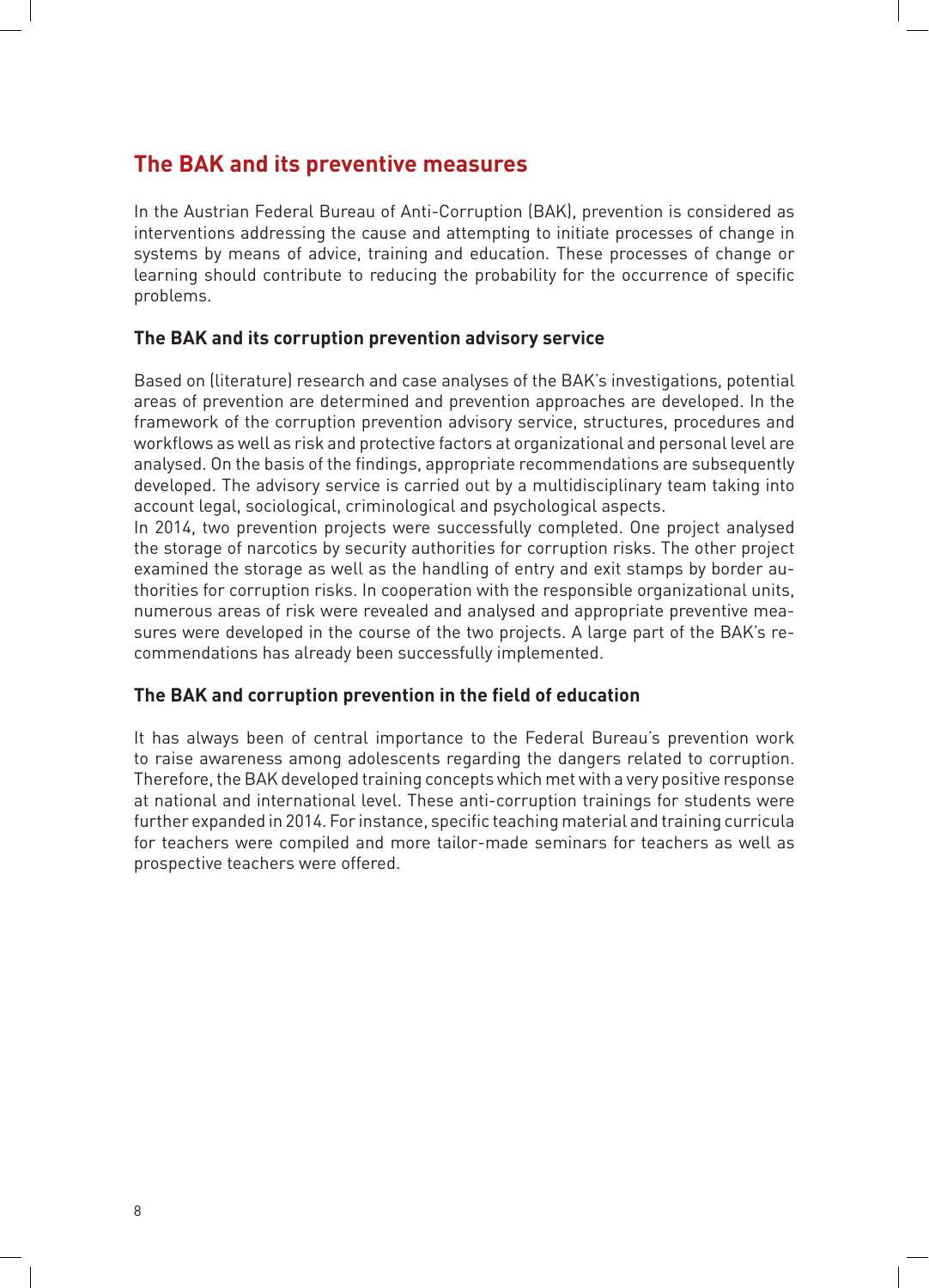## The BAK and its preventive measures

In the Austrian Federal Bureau of Anti-Corruption (BAK), prevention is considered as interventions addressing the cause and attempting to initiate processes of change in systems by means of advice, training and education. These processes of change or learning should contribute to reducing the probability for the occurrence of specific problems.

### The BAK and its corruption prevention advisory service

Based on (literature) research and case analyses of the BAK's investigations, potential areas of prevention are determined and prevention approaches are developed. In the framework of the corruption prevention advisory service, structures, procedures and workflows as well as risk and protective factors at organizational and personal level are analysed. On the basis of the findings, appropriate recommendations are subsequently developed. The advisory service is carried out by a multidisciplinary team taking into account legal, sociological, criminological and psychological aspects.

In 2014, two prevention projects were successfully completed. One project analysed the storage of narcotics by security authorities for corruption risks. The other project examined the storage as well as the handling of entry and exit stamps by border authorities for corruption risks. In cooperation with the responsible organizational units, numerous areas of risk were revealed and analysed and appropriate preventive measures were developed in the course of the two projects. A large part of the BAK's recommendations has already been successfully implemented.

### The BAK and corruption prevention in the field of education

It has always been of central importance to the Federal Bureau's prevention work to raise awareness among adolescents regarding the dangers related to corruption. Therefore, the BAK developed training concepts which met with a very positive response at national and international level. These anti-corruption trainings for students were further expanded in 2014. For instance, specific teaching material and training curricula for teachers were compiled and more tailor-made seminars for teachers as well as prospective teachers were offered.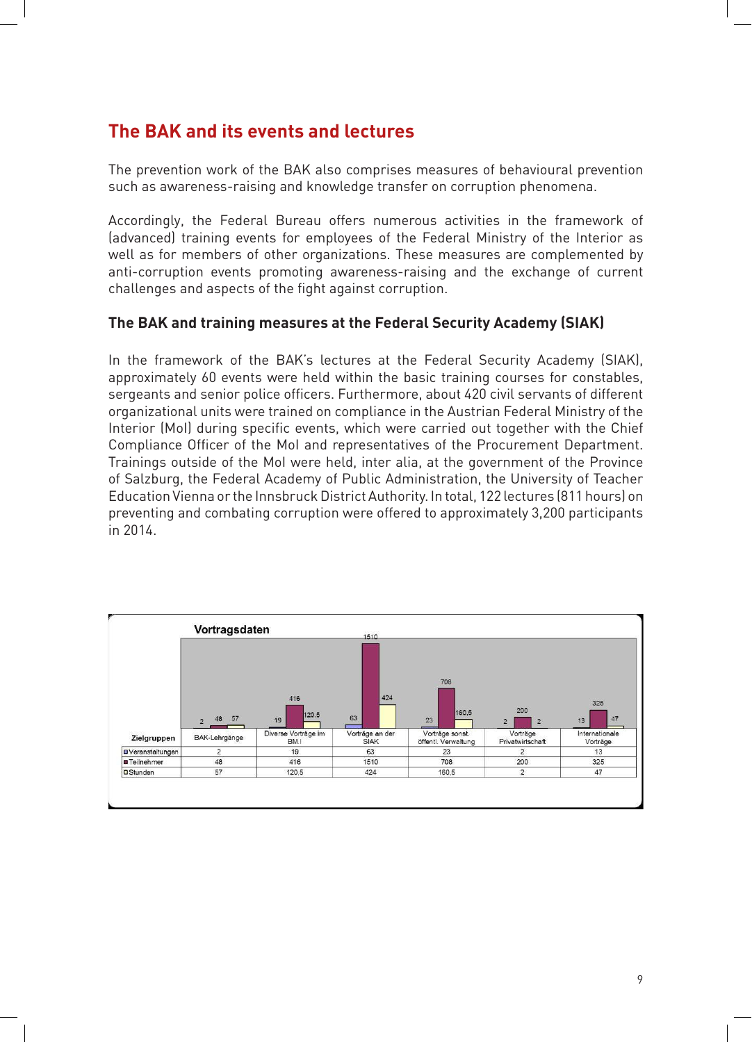## The BAK and its events and lectures

The prevention work of the BAK also comprises measures of behavioural prevention such as awareness-raising and knowledge transfer on corruption phenomena.

Accordingly, the Federal Bureau offers numerous activities in the framework of (advanced) training events for employees of the Federal Ministry of the Interior as well as for members of other organizations. These measures are complemented by anti-corruption events promoting awareness-raising and the exchange of current challenges and aspects of the fight against corruption.

### The BAK and training measures at the Federal Security Academy (SIAK)

In the framework of the BAK's lectures at the Federal Security Academy (SIAK), approximately 60 events were held within the basic training courses for constables, sergeants and senior police officers. Furthermore, about 420 civil servants of different organizational units were trained on compliance in the Austrian Federal Ministry of the Interior (MoI) during specific events, which were carried out together with the Chief Compliance Officer of the MoI and representatives of the Procurement Department. Trainings outside of the MoI were held, inter alia, at the government of the Province of Salzburg, the Federal Academy of Public Administration, the University of Teacher Education Vienna or the Innsbruck District Authority. In total, 122 lectures (811 hours) on preventing and combating corruption were offered to approximately 3,200 participants in 2014.

**Vortragsdaten**

| Zielgruppen | BAK-Lehrgänge | Diverse Vorträge im BM.I | Vorträge an der SIAK | Vorträge sonst. öffentl. Verwaltung | Vorträge Privatwirtschaft | Internationale Vorträge |
|---|---|---|---|---|---|---|
| Veranstaltungen | 2 | 19 | 63 | 23 | 2 | 13 |
| Teilnehmer | 48 | 416 | 1510 | 708 | 200 | 325 |
| Stunden | 57 | 120.5 | 424 | 160.5 | 2 | 47 |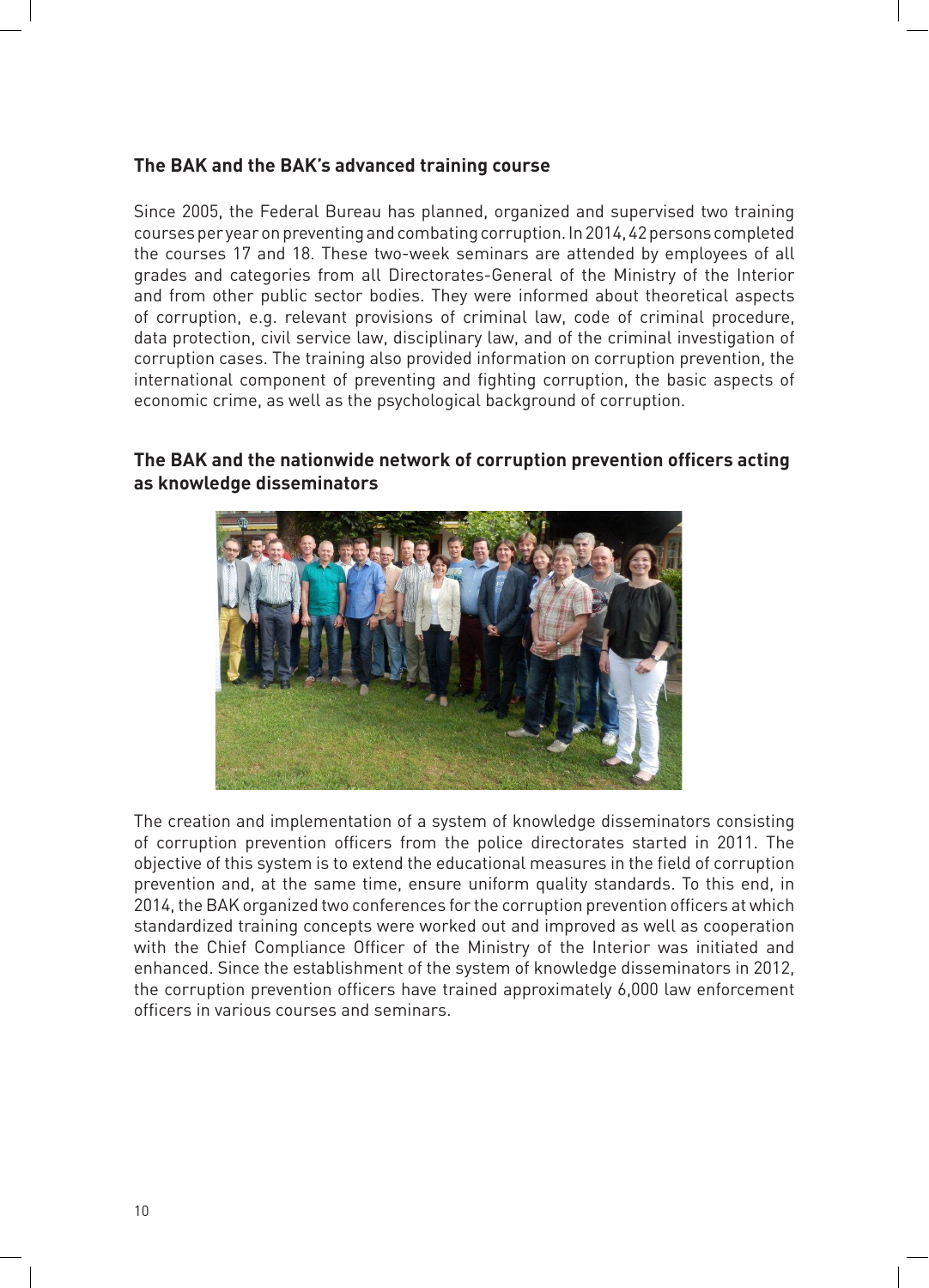### The BAK and the BAK's advanced training course

Since 2005, the Federal Bureau has planned, organized and supervised two training courses per year on preventing and combating corruption. In 2014, 42 persons completed the courses 17 and 18. These two-week seminars are attended by employees of all grades and categories from all Directorates-General of the Ministry of the Interior and from other public sector bodies. They were informed about theoretical aspects of corruption, e.g. relevant provisions of criminal law, code of criminal procedure, data protection, civil service law, disciplinary law, and of the criminal investigation of corruption cases. The training also provided information on corruption prevention, the international component of preventing and fighting corruption, the basic aspects of economic crime, as well as the psychological background of corruption.

### The BAK and the nationwide network of corruption prevention officers acting as knowledge disseminators

The creation and implementation of a system of knowledge disseminators consisting of corruption prevention officers from the police directorates started in 2011. The objective of this system is to extend the educational measures in the field of corruption prevention and, at the same time, ensure uniform quality standards. To this end, in 2014, the BAK organized two conferences for the corruption prevention officers at which standardized training concepts were worked out and improved as well as cooperation with the Chief Compliance Officer of the Ministry of the Interior was initiated and enhanced. Since the establishment of the system of knowledge disseminators in 2012, the corruption prevention officers have trained approximately 6,000 law enforcement officers in various courses and seminars.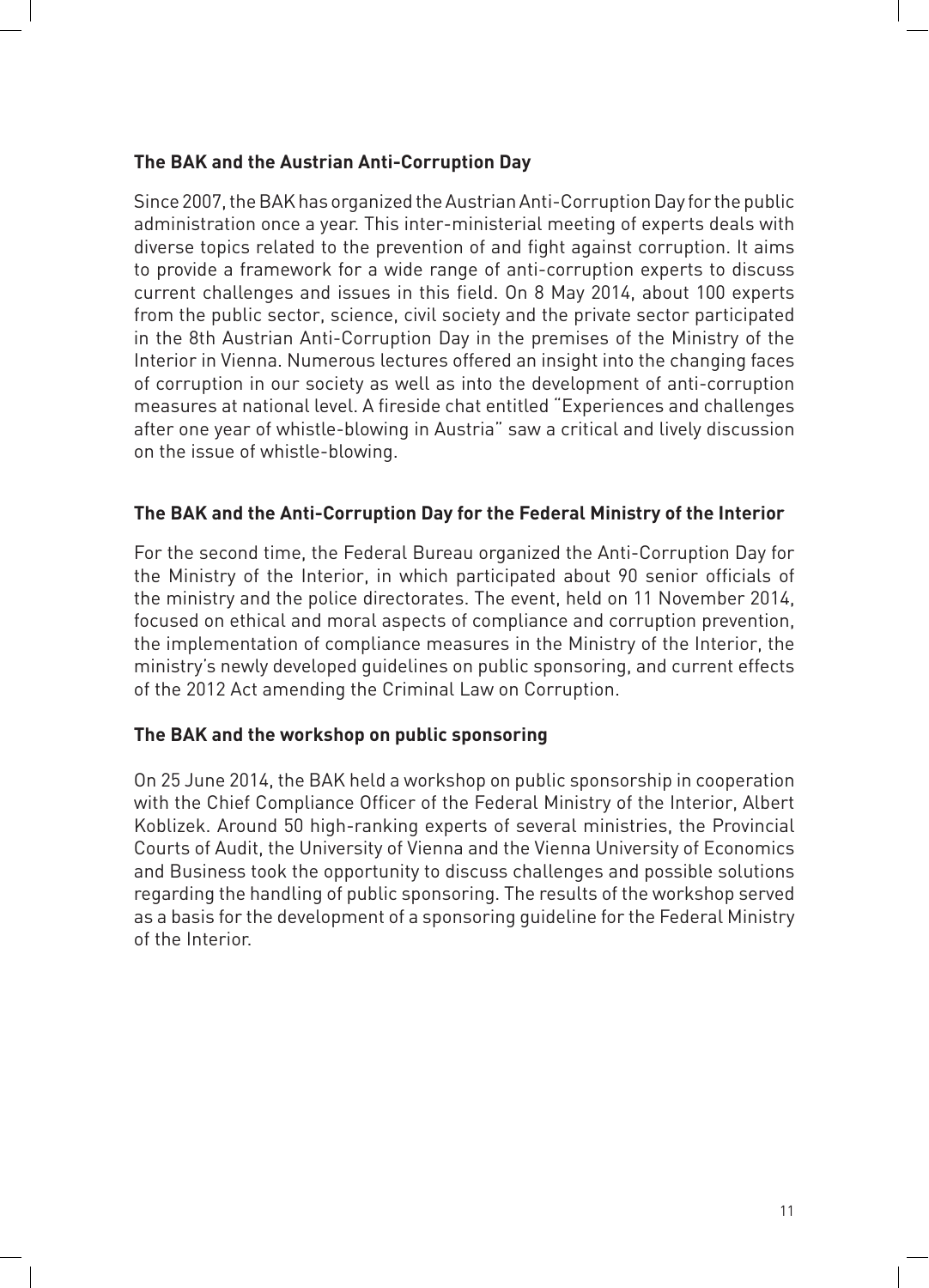### The BAK and the Austrian Anti-Corruption Day

Since 2007, the BAK has organized the Austrian Anti-Corruption Day for the public administration once a year. This inter-ministerial meeting of experts deals with diverse topics related to the prevention of and fight against corruption. It aims to provide a framework for a wide range of anti-corruption experts to discuss current challenges and issues in this field. On 8 May 2014, about 100 experts from the public sector, science, civil society and the private sector participated in the 8th Austrian Anti-Corruption Day in the premises of the Ministry of the Interior in Vienna. Numerous lectures offered an insight into the changing faces of corruption in our society as well as into the development of anti-corruption measures at national level. A fireside chat entitled "Experiences and challenges after one year of whistle-blowing in Austria" saw a critical and lively discussion on the issue of whistle-blowing.

### The BAK and the Anti-Corruption Day for the Federal Ministry of the Interior

For the second time, the Federal Bureau organized the Anti-Corruption Day for the Ministry of the Interior, in which participated about 90 senior officials of the ministry and the police directorates. The event, held on 11 November 2014, focused on ethical and moral aspects of compliance and corruption prevention, the implementation of compliance measures in the Ministry of the Interior, the ministry's newly developed guidelines on public sponsoring, and current effects of the 2012 Act amending the Criminal Law on Corruption.

### The BAK and the workshop on public sponsoring

On 25 June 2014, the BAK held a workshop on public sponsorship in cooperation with the Chief Compliance Officer of the Federal Ministry of the Interior, Albert Koblizek. Around 50 high-ranking experts of several ministries, the Provincial Courts of Audit, the University of Vienna and the Vienna University of Economics and Business took the opportunity to discuss challenges and possible solutions regarding the handling of public sponsoring. The results of the workshop served as a basis for the development of a sponsoring guideline for the Federal Ministry of the Interior.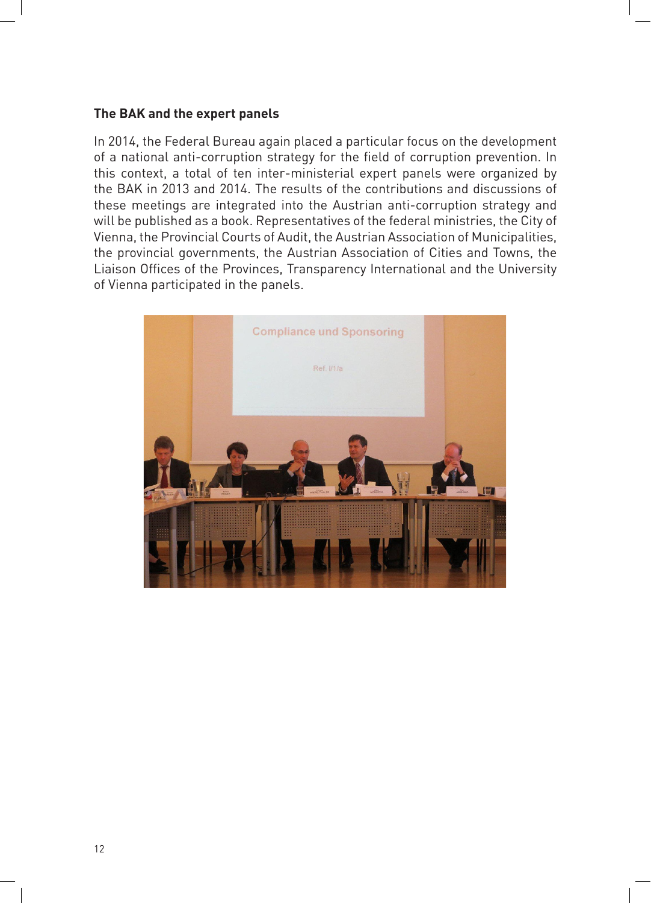### The BAK and the expert panels

In 2014, the Federal Bureau again placed a particular focus on the development of a national anti-corruption strategy for the field of corruption prevention. In this context, a total of ten inter-ministerial expert panels were organized by the BAK in 2013 and 2014. The results of the contributions and discussions of these meetings are integrated into the Austrian anti-corruption strategy and will be published as a book. Representatives of the federal ministries, the City of Vienna, the Provincial Courts of Audit, the Austrian Association of Municipalities, the provincial governments, the Austrian Association of Cities and Towns, the Liaison Offices of the Provinces, Transparency International and the University of Vienna participated in the panels.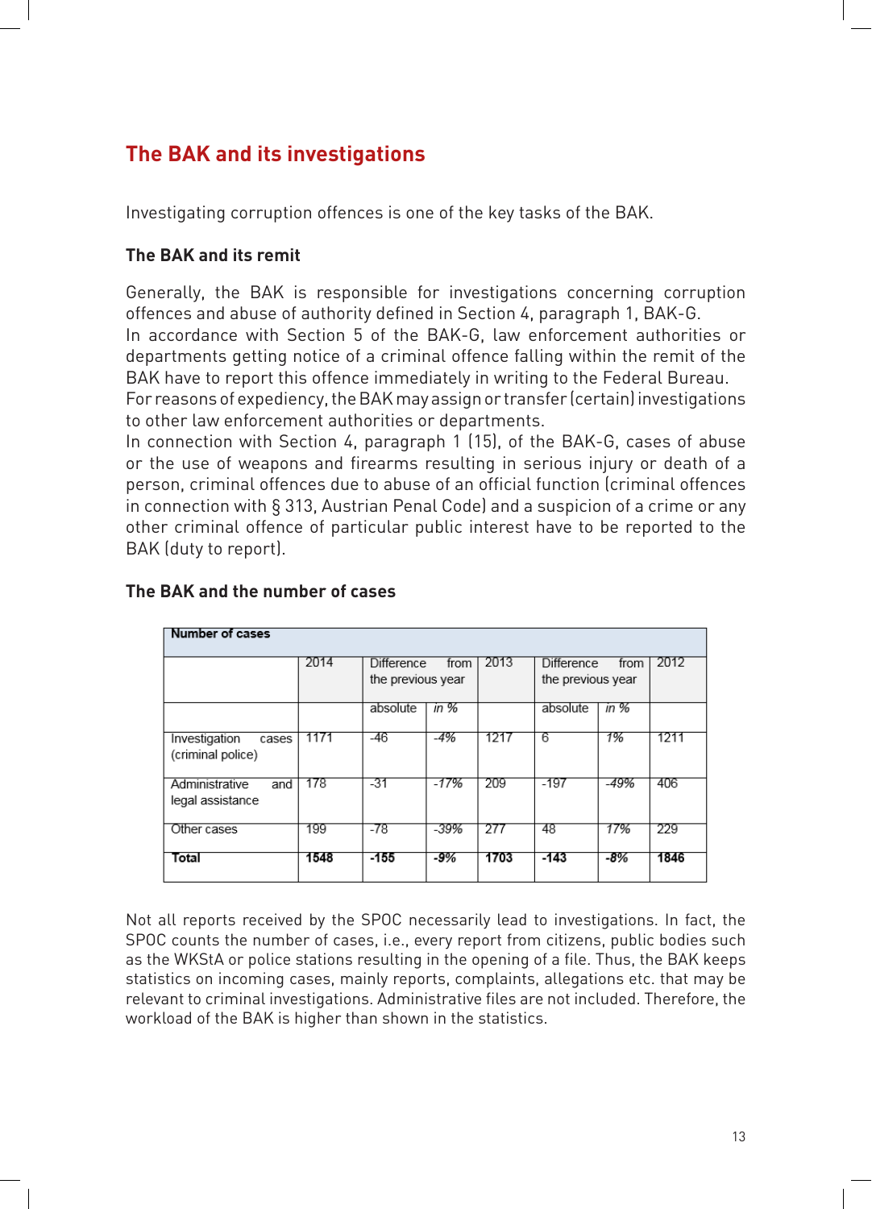## The BAK and its investigations

Investigating corruption offences is one of the key tasks of the BAK.

### The BAK and its remit

Generally, the BAK is responsible for investigations concerning corruption offences and abuse of authority defined in Section 4, paragraph 1, BAK-G.
In accordance with Section 5 of the BAK-G, law enforcement authorities or departments getting notice of a criminal offence falling within the remit of the BAK have to report this offence immediately in writing to the Federal Bureau.
For reasons of expediency, the BAK may assign or transfer (certain) investigations to other law enforcement authorities or departments.
In connection with Section 4, paragraph 1 (15), of the BAK-G, cases of abuse or the use of weapons and firearms resulting in serious injury or death of a person, criminal offences due to abuse of an official function (criminal offences in connection with § 313, Austrian Penal Code) and a suspicion of a crime or any other criminal offence of particular public interest have to be reported to the BAK (duty to report).

### The BAK and the number of cases

| Number of cases | | | | | | | |
|---|---|---|---|---|---|---|---|
| | 2014 | Difference from the previous year | | 2013 | Difference from the previous year | | 2012 |
| | | absolute | *in %* | | absolute | *in %* | |
| Investigation cases (criminal police) | 1171 | -46 | *-4%* | 1217 | 6 | *1%* | 1211 |
| Administrative and legal assistance | 178 | -31 | *-17%* | 209 | -197 | *-49%* | 406 |
| Other cases | 199 | -78 | *-39%* | 277 | 48 | *17%* | 229 |
| **Total** | **1548** | **-155** | ***-9%*** | **1703** | **-143** | ***-8%*** | **1846** |

Not all reports received by the SPOC necessarily lead to investigations. In fact, the SPOC counts the number of cases, i.e., every report from citizens, public bodies such as the WKStA or police stations resulting in the opening of a file. Thus, the BAK keeps statistics on incoming cases, mainly reports, complaints, allegations etc. that may be relevant to criminal investigations. Administrative files are not included. Therefore, the workload of the BAK is higher than shown in the statistics.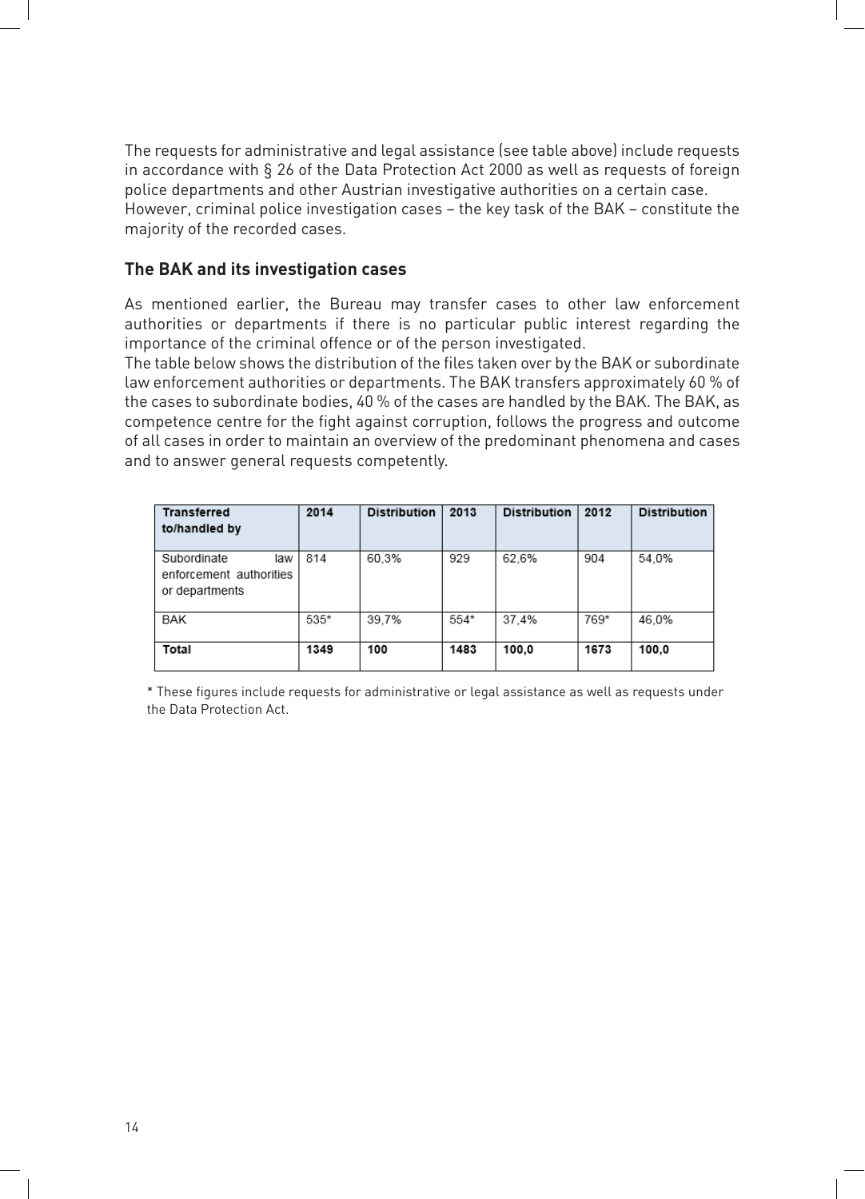The requests for administrative and legal assistance (see table above) include requests in accordance with § 26 of the Data Protection Act 2000 as well as requests of foreign police departments and other Austrian investigative authorities on a certain case. However, criminal police investigation cases – the key task of the BAK – constitute the majority of the recorded cases.

## The BAK and its investigation cases

As mentioned earlier, the Bureau may transfer cases to other law enforcement authorities or departments if there is no particular public interest regarding the importance of the criminal offence or of the person investigated.
The table below shows the distribution of the files taken over by the BAK or subordinate law enforcement authorities or departments. The BAK transfers approximately 60 % of the cases to subordinate bodies, 40 % of the cases are handled by the BAK. The BAK, as competence centre for the fight against corruption, follows the progress and outcome of all cases in order to maintain an overview of the predominant phenomena and cases and to answer general requests competently.

| Transferred to/handled by | 2014 | Distribution | 2013 | Distribution | 2012 | Distribution |
|---|---|---|---|---|---|---|
| Subordinate law enforcement authorities or departments | 814 | 60,3% | 929 | 62,6% | 904 | 54,0% |
| BAK | 535* | 39,7% | 554* | 37,4% | 769* | 46,0% |
| **Total** | **1349** | **100** | **1483** | **100,0** | **1673** | **100,0** |

* These figures include requests for administrative or legal assistance as well as requests under the Data Protection Act.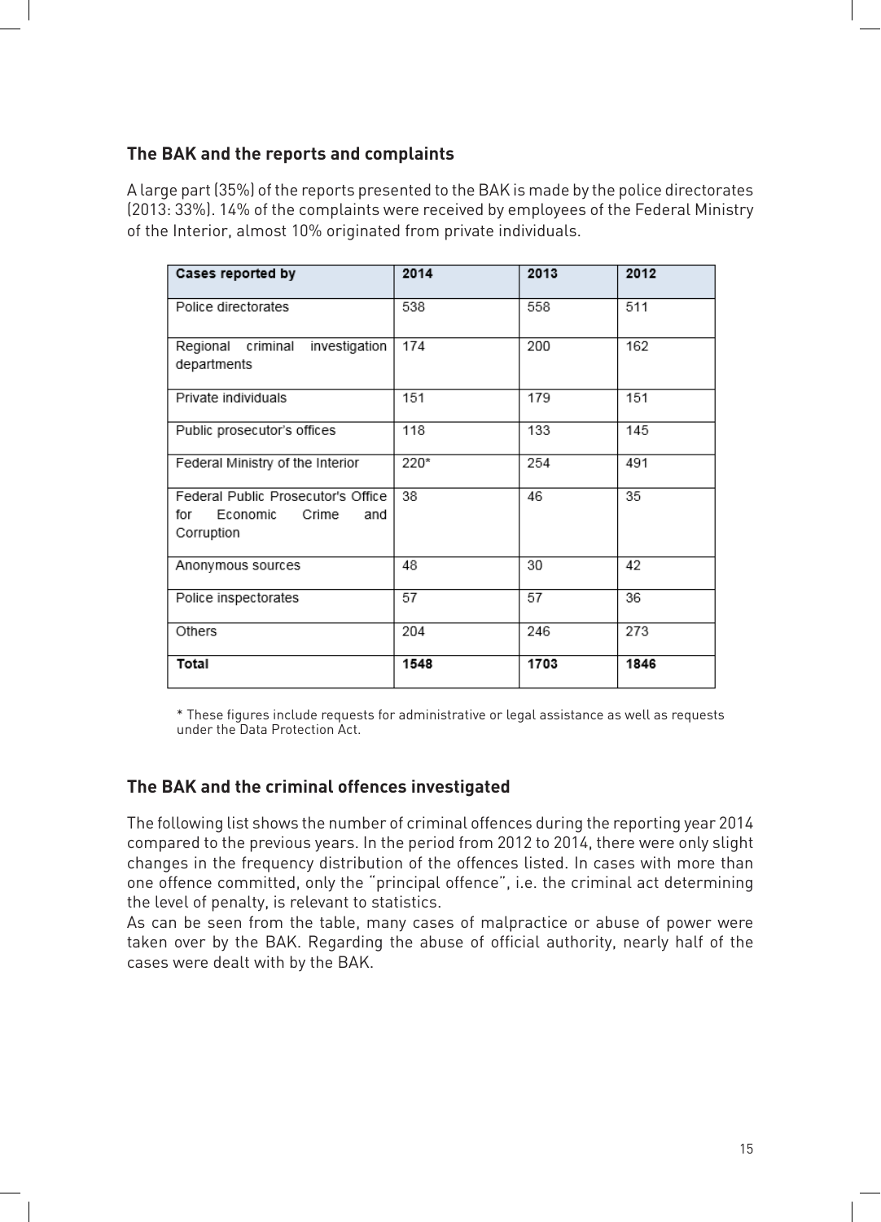## The BAK and the reports and complaints

A large part (35%) of the reports presented to the BAK is made by the police directorates (2013: 33%). 14% of the complaints were received by employees of the Federal Ministry of the Interior, almost 10% originated from private individuals.

| Cases reported by | 2014 | 2013 | 2012 |
|---|---|---|---|
| Police directorates | 538 | 558 | 511 |
| Regional criminal investigation departments | 174 | 200 | 162 |
| Private individuals | 151 | 179 | 151 |
| Public prosecutor's offices | 118 | 133 | 145 |
| Federal Ministry of the Interior | 220* | 254 | 491 |
| Federal Public Prosecutor's Office for Economic Crime and Corruption | 38 | 46 | 35 |
| Anonymous sources | 48 | 30 | 42 |
| Police inspectorates | 57 | 57 | 36 |
| Others | 204 | 246 | 273 |
| **Total** | **1548** | **1703** | **1846** |

* These figures include requests for administrative or legal assistance as well as requests under the Data Protection Act.

## The BAK and the criminal offences investigated

The following list shows the number of criminal offences during the reporting year 2014 compared to the previous years. In the period from 2012 to 2014, there were only slight changes in the frequency distribution of the offences listed. In cases with more than one offence committed, only the "principal offence", i.e. the criminal act determining the level of penalty, is relevant to statistics.
As can be seen from the table, many cases of malpractice or abuse of power were taken over by the BAK. Regarding the abuse of official authority, nearly half of the cases were dealt with by the BAK.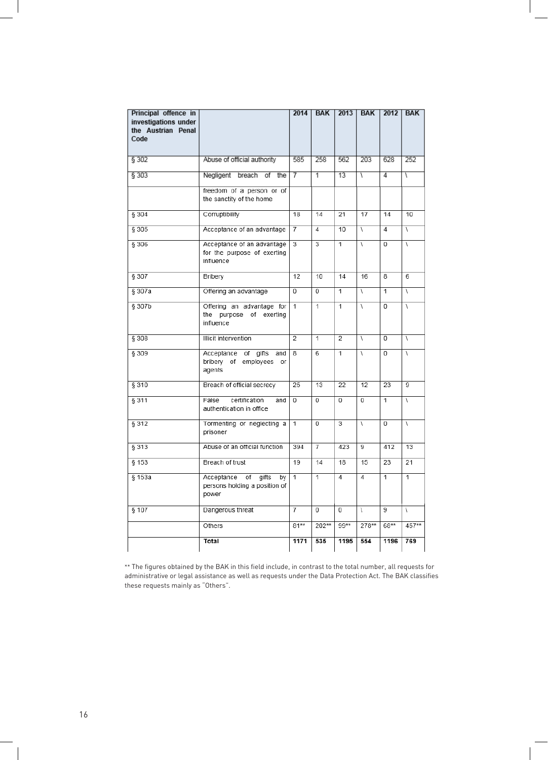| Principal offence in investigations under the Austrian Penal Code | | 2014 | BAK | 2013 | BAK | 2012 | BAK |
|---|---|---|---|---|---|---|---|
| § 302 | Abuse of official authority | 585 | 258 | 562 | 203 | 628 | 252 |
| § 303 | Negligent breach of the freedom of a person or of the sanctity of the home | 7 | 1 | 13 | \ | 4 | \ |
| § 304 | Corruptibility | 18 | 14 | 21 | 17 | 14 | 10 |
| § 305 | Acceptance of an advantage | 7 | 4 | 10 | \ | 4 | \ |
| § 306 | Acceptance of an advantage for the purpose of exerting influence | 3 | 3 | 1 | \ | 0 | \ |
| § 307 | Bribery | 12 | 10 | 14 | 16 | 8 | 6 |
| § 307a | Offering an advantage | 0 | 0 | 1 | \ | 1 | \ |
| § 307b | Offering an advantage for the purpose of exerting influence | 1 | 1 | 1 | \ | 0 | \ |
| § 308 | Illicit intervention | 2 | 1 | 2 | \ | 0 | \ |
| § 309 | Acceptance of gifts and bribery of employees or agents | 8 | 6 | 1 | \ | 0 | \ |
| § 310 | Breach of official secrecy | 25 | 13 | 22 | 12 | 23 | 9 |
| § 311 | False certification and authentication in office | 0 | 0 | 0 | 0 | 1 | \ |
| § 312 | Tormenting or neglecting a prisoner | 1 | 0 | 3 | \ | 0 | \ |
| § 313 | Abuse of an official function | 394 | 7 | 423 | 9 | 412 | 13 |
| § 153 | Breach of trust | 19 | 14 | 18 | 15 | 23 | 21 |
| § 153a | Acceptance of gifts by persons holding a position of power | 1 | 1 | 4 | 4 | 1 | 1 |
| § 107 | Dangerous threat | 7 | 0 | 0 | \ | 9 | \ |
| | Others | 81** | 202** | 99** | 278** | 66** | 457** |
| | **Total** | **1171** | **535** | **1195** | **554** | **1196** | **769** |

** The figures obtained by the BAK in this field include, in contrast to the total number, all requests for administrative or legal assistance as well as requests under the Data Protection Act. The BAK classifies these requests mainly as "Others".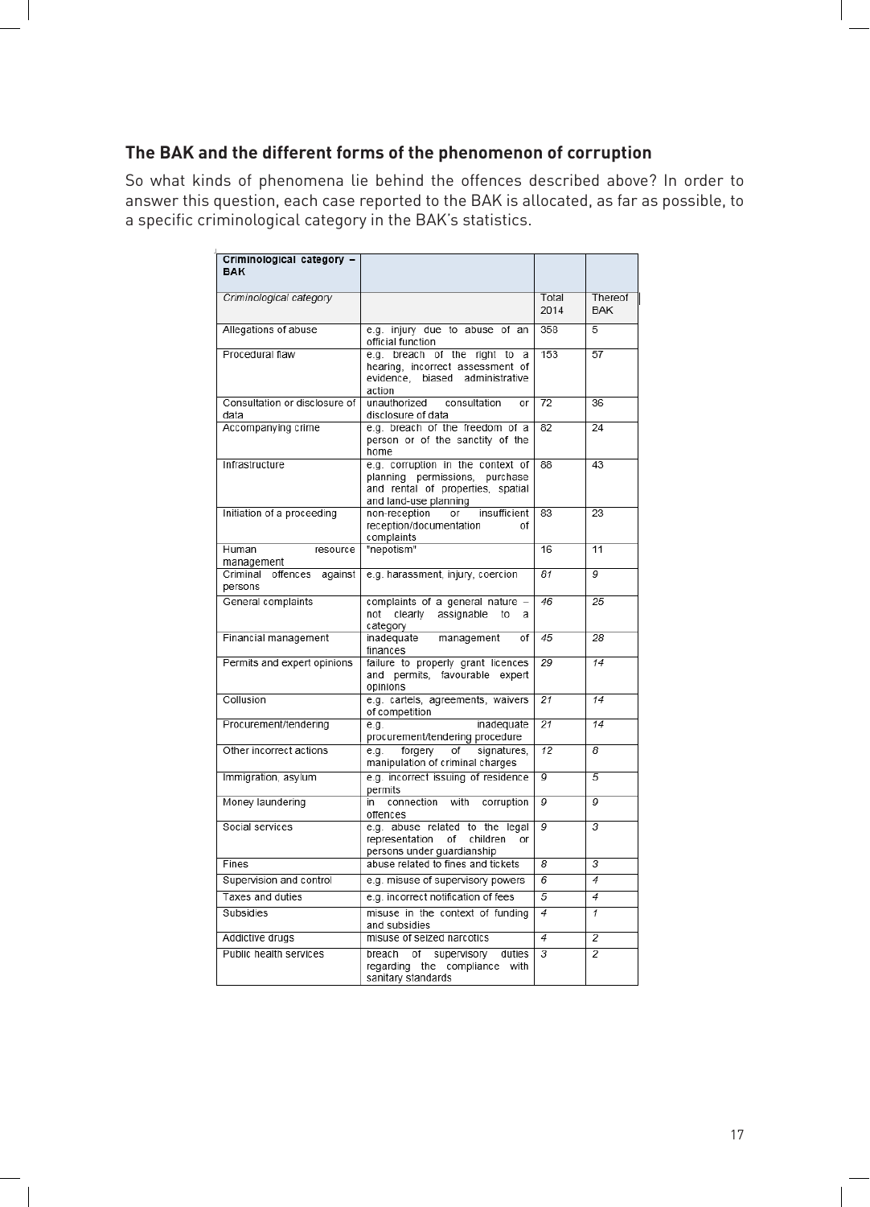## The BAK and the different forms of the phenomenon of corruption

So what kinds of phenomena lie behind the offences described above? In order to answer this question, each case reported to the BAK is allocated, as far as possible, to a specific criminological category in the BAK's statistics.

| **Criminological category – BAK** | | | |
|---|---|---|---|
| *Criminological category* | | Total 2014 | Thereof BAK |
| Allegations of abuse | e.g. injury due to abuse of an official function | 358 | 5 |
| Procedural flaw | e.g. breach of the right to a hearing, incorrect assessment of evidence, biased administrative action | 153 | 57 |
| Consultation or disclosure of data | unauthorized consultation or disclosure of data | 72 | 36 |
| Accompanying crime | e.g. breach of the freedom of a person or of the sanctity of the home | 82 | 24 |
| Infrastructure | e.g. corruption in the context of planning permissions, purchase and rental of properties, spatial and land-use planning | 88 | 43 |
| Initiation of a proceeding | non-reception or insufficient reception/documentation of complaints | 83 | 23 |
| Human resource management | "nepotism" | 16 | 11 |
| Criminal offences against persons | e.g. harassment, injury, coercion | 61 | 9 |
| General complaints | complaints of a general nature – not clearly assignable to a category | 46 | 25 |
| Financial management | inadequate management of finances | 45 | 28 |
| Permits and expert opinions | failure to properly grant licences and permits, favourable expert opinions | 29 | 14 |
| Collusion | e.g. cartels, agreements, waivers of competition | 21 | 14 |
| Procurement/tendering | e.g. inadequate procurement/tendering procedure | 21 | 14 |
| Other incorrect actions | e.g. forgery of signatures, manipulation of criminal charges | 12 | 8 |
| Immigration, asylum | e.g. incorrect issuing of residence permits | 9 | 5 |
| Money laundering | in connection with corruption offences | 9 | 9 |
| Social services | e.g. abuse related to the legal representation of children or persons under guardianship | 9 | 3 |
| Fines | abuse related to fines and tickets | 8 | 3 |
| Supervision and control | e.g. misuse of supervisory powers | 6 | 4 |
| Taxes and duties | e.g. incorrect notification of fees | 5 | 4 |
| Subsidies | misuse in the context of funding and subsidies | 4 | 1 |
| Addictive drugs | misuse of seized narcotics | 4 | 2 |
| Public health services | breach of supervisory duties regarding the compliance with sanitary standards | 3 | 2 |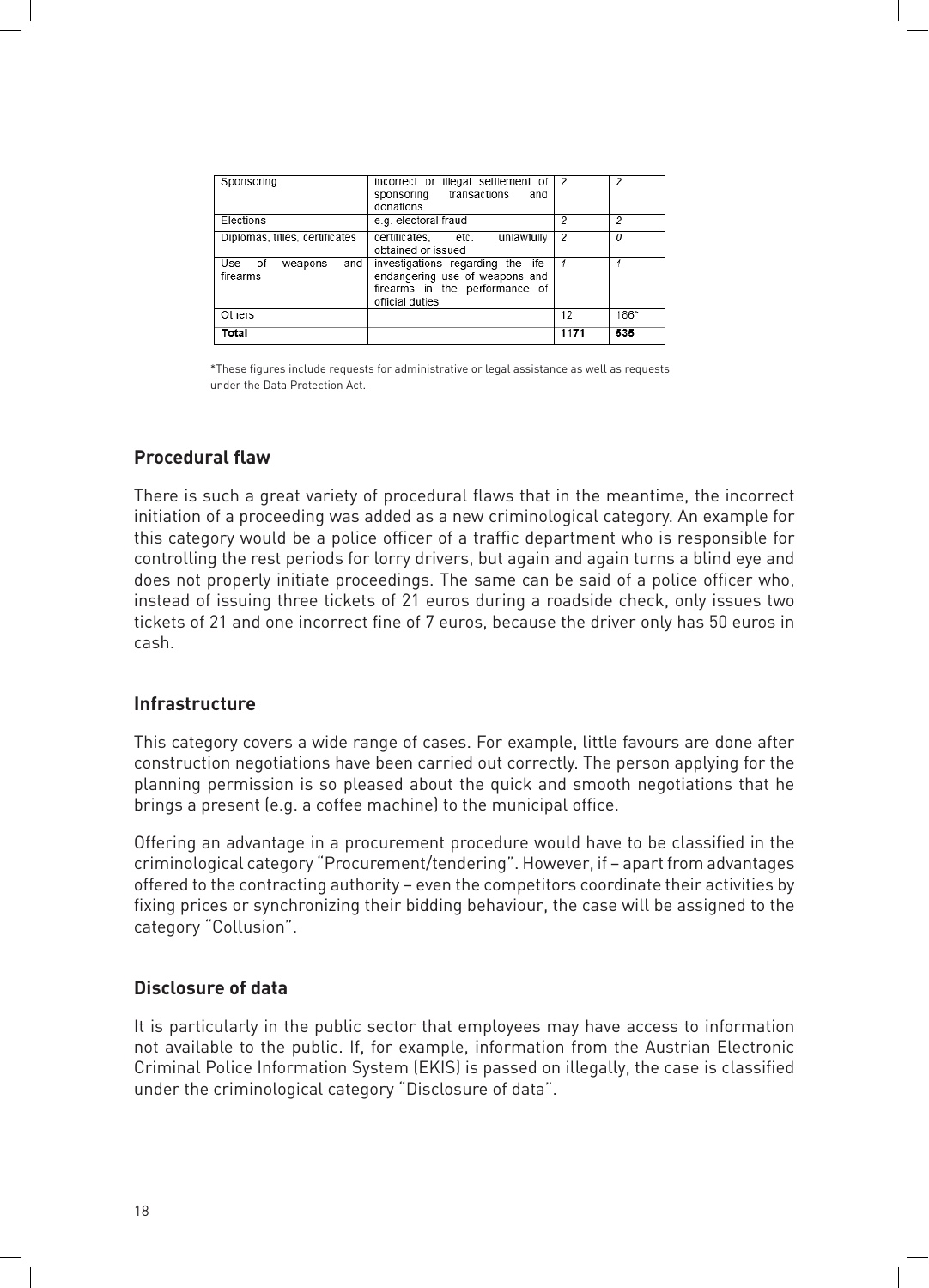| | | | |
|---|---|---|---|
| Sponsoring | Incorrect or illegal settlement of sponsoring transactions and donations | 2 | 2 |
| Elections | e.g. electoral fraud | 2 | 2 |
| Diplomas, titles, certificates | certificates, etc. unlawfully obtained or issued | 2 | 0 |
| Use of weapons and firearms | investigations regarding the life-endangering use of weapons and firearms in the performance of official duties | 1 | 1 |
| Others | | 12 | 186* |
| **Total** | | **1171** | **535** |

*These figures include requests for administrative or legal assistance as well as requests under the Data Protection Act.

## Procedural flaw

There is such a great variety of procedural flaws that in the meantime, the incorrect initiation of a proceeding was added as a new criminological category. An example for this category would be a police officer of a traffic department who is responsible for controlling the rest periods for lorry drivers, but again and again turns a blind eye and does not properly initiate proceedings. The same can be said of a police officer who, instead of issuing three tickets of 21 euros during a roadside check, only issues two tickets of 21 and one incorrect fine of 7 euros, because the driver only has 50 euros in cash.

## Infrastructure

This category covers a wide range of cases. For example, little favours are done after construction negotiations have been carried out correctly. The person applying for the planning permission is so pleased about the quick and smooth negotiations that he brings a present (e.g. a coffee machine) to the municipal office.

Offering an advantage in a procurement procedure would have to be classified in the criminological category "Procurement/tendering". However, if – apart from advantages offered to the contracting authority – even the competitors coordinate their activities by fixing prices or synchronizing their bidding behaviour, the case will be assigned to the category "Collusion".

## Disclosure of data

It is particularly in the public sector that employees may have access to information not available to the public. If, for example, information from the Austrian Electronic Criminal Police Information System (EKIS) is passed on illegally, the case is classified under the criminological category "Disclosure of data".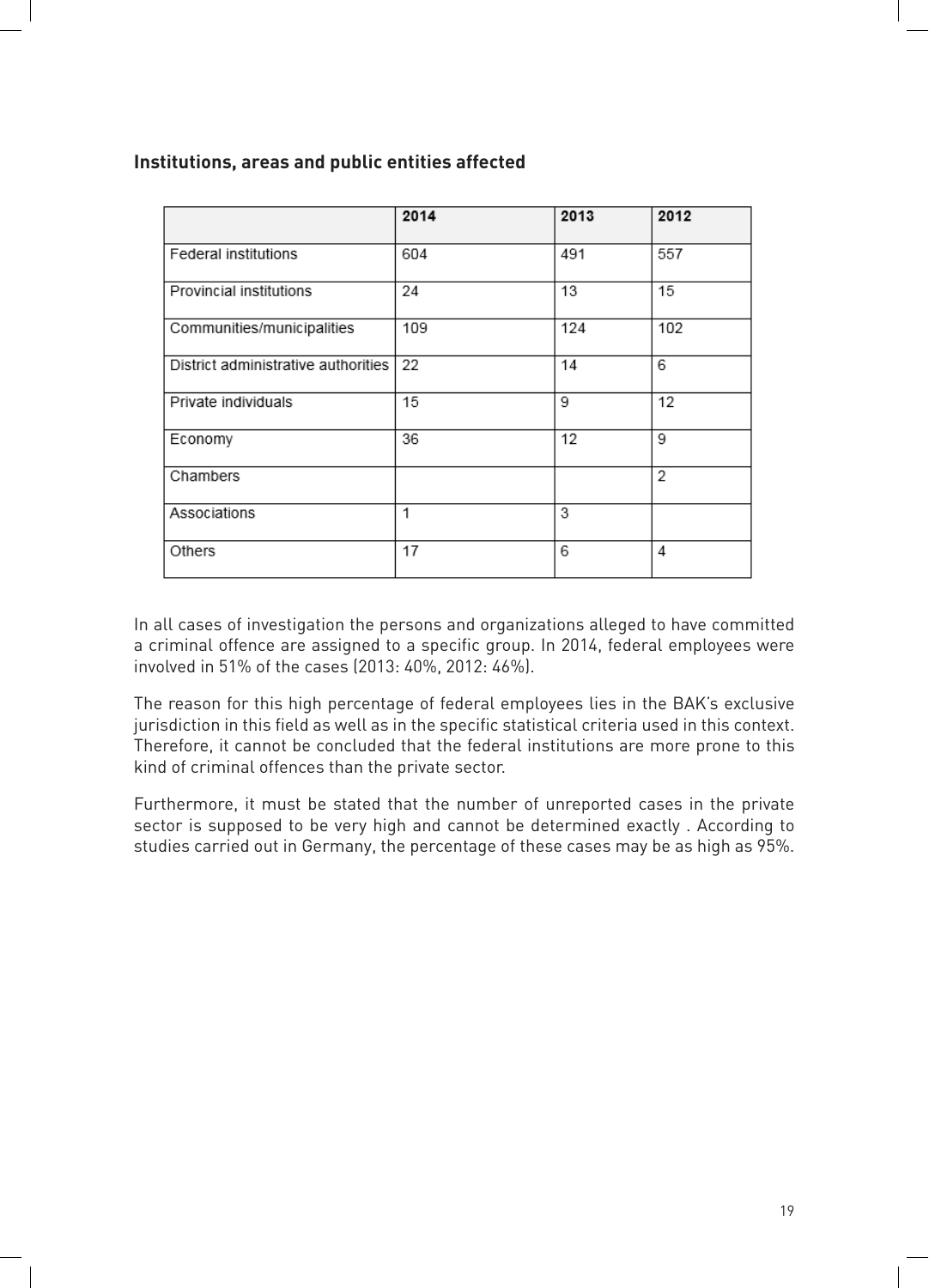**Institutions, areas and public entities affected**

| | 2014 | 2013 | 2012 |
|---|---|---|---|
| Federal institutions | 604 | 491 | 557 |
| Provincial institutions | 24 | 13 | 15 |
| Communities/municipalities | 109 | 124 | 102 |
| District administrative authorities | 22 | 14 | 6 |
| Private individuals | 15 | 9 | 12 |
| Economy | 36 | 12 | 9 |
| Chambers | | | 2 |
| Associations | 1 | 3 | |
| Others | 17 | 6 | 4 |

In all cases of investigation the persons and organizations alleged to have committed a criminal offence are assigned to a specific group. In 2014, federal employees were involved in 51% of the cases (2013: 40%, 2012: 46%).

The reason for this high percentage of federal employees lies in the BAK's exclusive jurisdiction in this field as well as in the specific statistical criteria used in this context. Therefore, it cannot be concluded that the federal institutions are more prone to this kind of criminal offences than the private sector.

Furthermore, it must be stated that the number of unreported cases in the private sector is supposed to be very high and cannot be determined exactly . According to studies carried out in Germany, the percentage of these cases may be as high as 95%.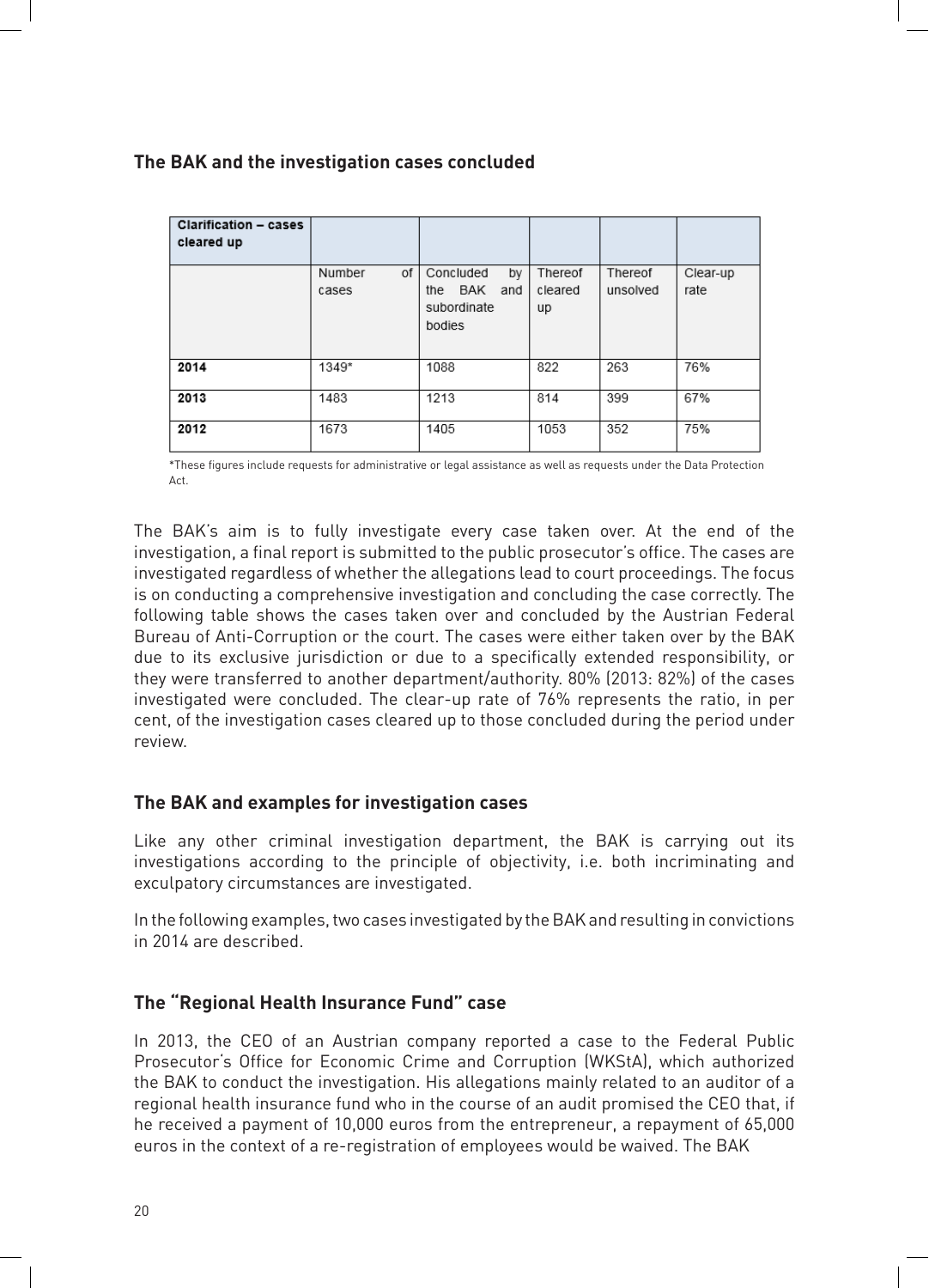## The BAK and the investigation cases concluded

| Clarification – cases cleared up | | | | | |
|---|---|---|---|---|---|
| | Number of cases | Concluded by the BAK and subordinate bodies | Thereof cleared up | Thereof unsolved | Clear-up rate |
| **2014** | 1349* | 1088 | 822 | 263 | 76% |
| **2013** | 1483 | 1213 | 814 | 399 | 67% |
| **2012** | 1673 | 1405 | 1053 | 352 | 75% |

*These figures include requests for administrative or legal assistance as well as requests under the Data Protection Act.

The BAK's aim is to fully investigate every case taken over. At the end of the investigation, a final report is submitted to the public prosecutor's office. The cases are investigated regardless of whether the allegations lead to court proceedings. The focus is on conducting a comprehensive investigation and concluding the case correctly. The following table shows the cases taken over and concluded by the Austrian Federal Bureau of Anti-Corruption or the court. The cases were either taken over by the BAK due to its exclusive jurisdiction or due to a specifically extended responsibility, or they were transferred to another department/authority. 80% (2013: 82%) of the cases investigated were concluded. The clear-up rate of 76% represents the ratio, in per cent, of the investigation cases cleared up to those concluded during the period under review.

## The BAK and examples for investigation cases

Like any other criminal investigation department, the BAK is carrying out its investigations according to the principle of objectivity, i.e. both incriminating and exculpatory circumstances are investigated.

In the following examples, two cases investigated by the BAK and resulting in convictions in 2014 are described.

## The "Regional Health Insurance Fund" case

In 2013, the CEO of an Austrian company reported a case to the Federal Public Prosecutor's Office for Economic Crime and Corruption (WKStA), which authorized the BAK to conduct the investigation. His allegations mainly related to an auditor of a regional health insurance fund who in the course of an audit promised the CEO that, if he received a payment of 10,000 euros from the entrepreneur, a repayment of 65,000 euros in the context of a re-registration of employees would be waived. The BAK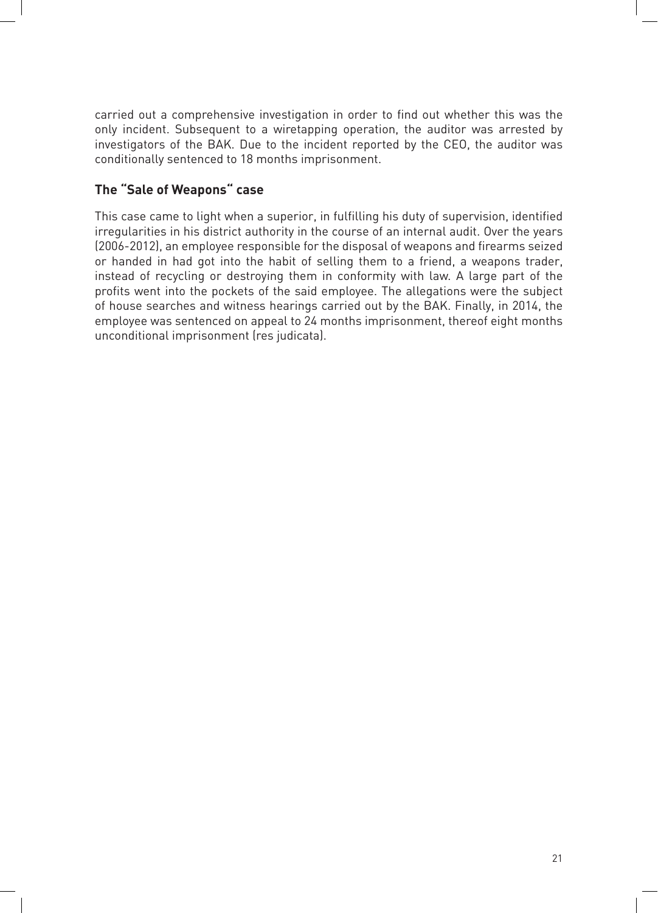carried out a comprehensive investigation in order to find out whether this was the only incident. Subsequent to a wiretapping operation, the auditor was arrested by investigators of the BAK. Due to the incident reported by the CEO, the auditor was conditionally sentenced to 18 months imprisonment.

### The "Sale of Weapons" case

This case came to light when a superior, in fulfilling his duty of supervision, identified irregularities in his district authority in the course of an internal audit. Over the years (2006-2012), an employee responsible for the disposal of weapons and firearms seized or handed in had got into the habit of selling them to a friend, a weapons trader, instead of recycling or destroying them in conformity with law. A large part of the profits went into the pockets of the said employee. The allegations were the subject of house searches and witness hearings carried out by the BAK. Finally, in 2014, the employee was sentenced on appeal to 24 months imprisonment, thereof eight months unconditional imprisonment (res judicata).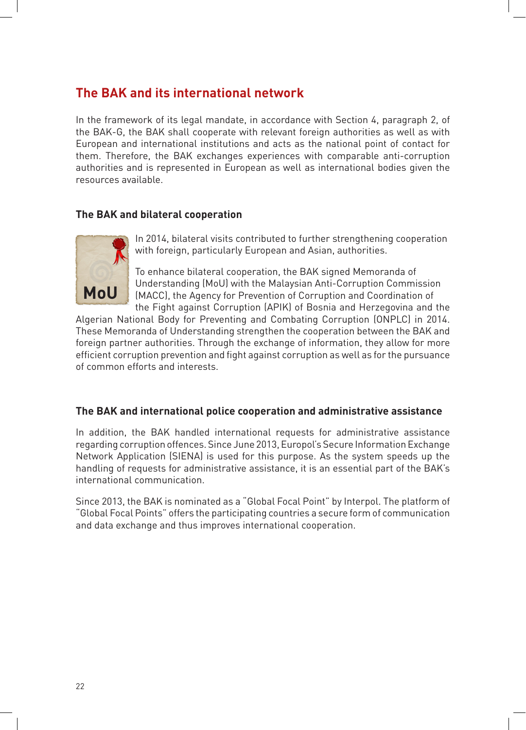## The BAK and its international network

In the framework of its legal mandate, in accordance with Section 4, paragraph 2, of the BAK-G, the BAK shall cooperate with relevant foreign authorities as well as with European and international institutions and acts as the national point of contact for them. Therefore, the BAK exchanges experiences with comparable anti-corruption authorities and is represented in European as well as international bodies given the resources available.

### The BAK and bilateral cooperation

In 2014, bilateral visits contributed to further strengthening cooperation with foreign, particularly European and Asian, authorities.

To enhance bilateral cooperation, the BAK signed Memoranda of Understanding (MoU) with the Malaysian Anti-Corruption Commission (MACC), the Agency for Prevention of Corruption and Coordination of the Fight against Corruption (APIK) of Bosnia and Herzegovina and the Algerian National Body for Preventing and Combating Corruption (ONPLC) in 2014. These Memoranda of Understanding strengthen the cooperation between the BAK and foreign partner authorities. Through the exchange of information, they allow for more efficient corruption prevention and fight against corruption as well as for the pursuance of common efforts and interests.

### The BAK and international police cooperation and administrative assistance

In addition, the BAK handled international requests for administrative assistance regarding corruption offences. Since June 2013, Europol's Secure Information Exchange Network Application (SIENA) is used for this purpose. As the system speeds up the handling of requests for administrative assistance, it is an essential part of the BAK's international communication.

Since 2013, the BAK is nominated as a "Global Focal Point" by Interpol. The platform of "Global Focal Points" offers the participating countries a secure form of communication and data exchange and thus improves international cooperation.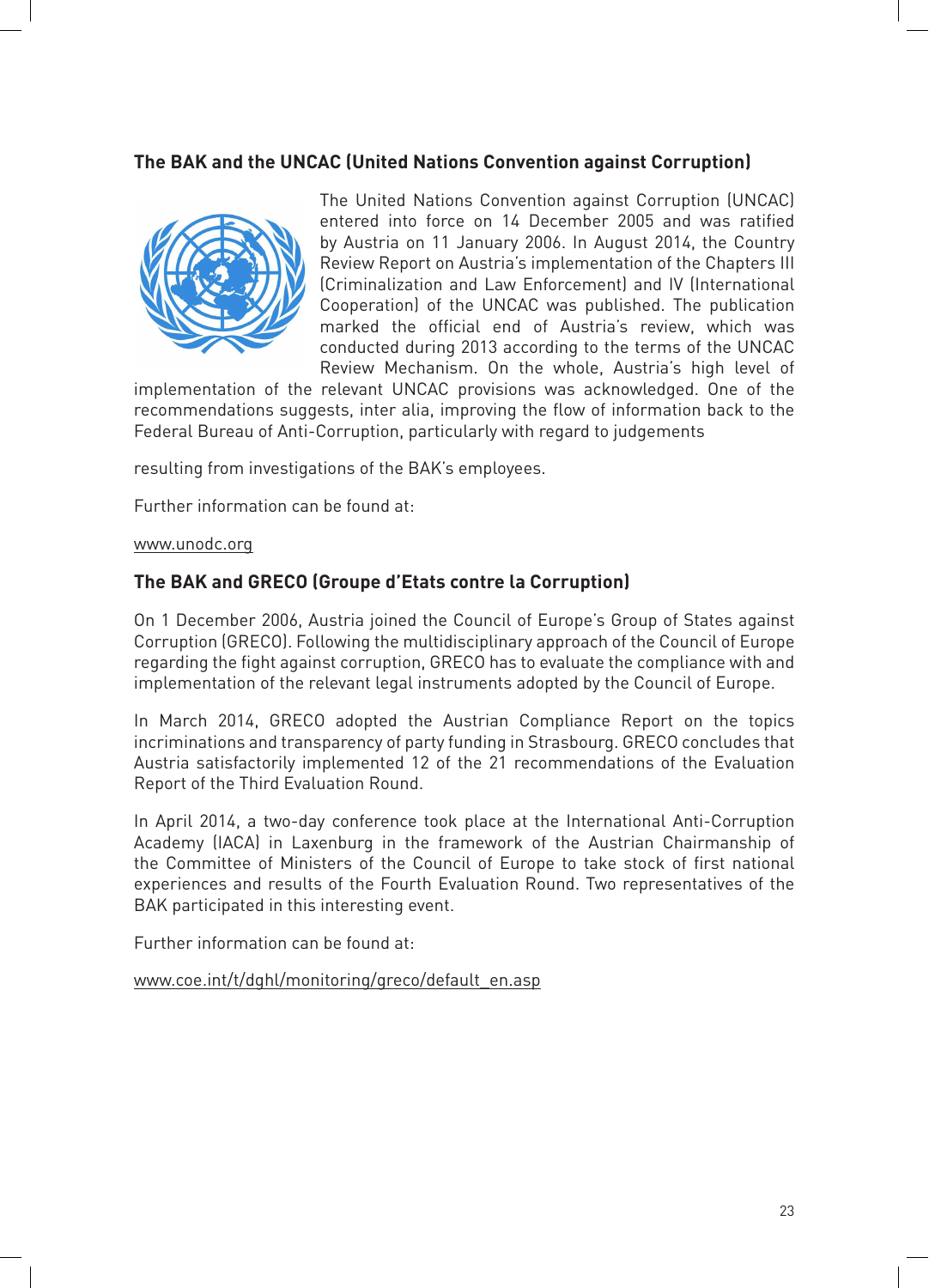## The BAK and the UNCAC (United Nations Convention against Corruption)

The United Nations Convention against Corruption (UNCAC) entered into force on 14 December 2005 and was ratified by Austria on 11 January 2006. In August 2014, the Country Review Report on Austria's implementation of the Chapters III (Criminalization and Law Enforcement) and IV (International Cooperation) of the UNCAC was published. The publication marked the official end of Austria's review, which was conducted during 2013 according to the terms of the UNCAC Review Mechanism. On the whole, Austria's high level of implementation of the relevant UNCAC provisions was acknowledged. One of the recommendations suggests, inter alia, improving the flow of information back to the Federal Bureau of Anti-Corruption, particularly with regard to judgements resulting from investigations of the BAK's employees.

Further information can be found at:

www.unodc.org

## The BAK and GRECO (Groupe d'Etats contre la Corruption)

On 1 December 2006, Austria joined the Council of Europe's Group of States against Corruption (GRECO). Following the multidisciplinary approach of the Council of Europe regarding the fight against corruption, GRECO has to evaluate the compliance with and implementation of the relevant legal instruments adopted by the Council of Europe.

In March 2014, GRECO adopted the Austrian Compliance Report on the topics incriminations and transparency of party funding in Strasbourg. GRECO concludes that Austria satisfactorily implemented 12 of the 21 recommendations of the Evaluation Report of the Third Evaluation Round.

In April 2014, a two-day conference took place at the International Anti-Corruption Academy (IACA) in Laxenburg in the framework of the Austrian Chairmanship of the Committee of Ministers of the Council of Europe to take stock of first national experiences and results of the Fourth Evaluation Round. Two representatives of the BAK participated in this interesting event.

Further information can be found at:

www.coe.int/t/dghl/monitoring/greco/default_en.asp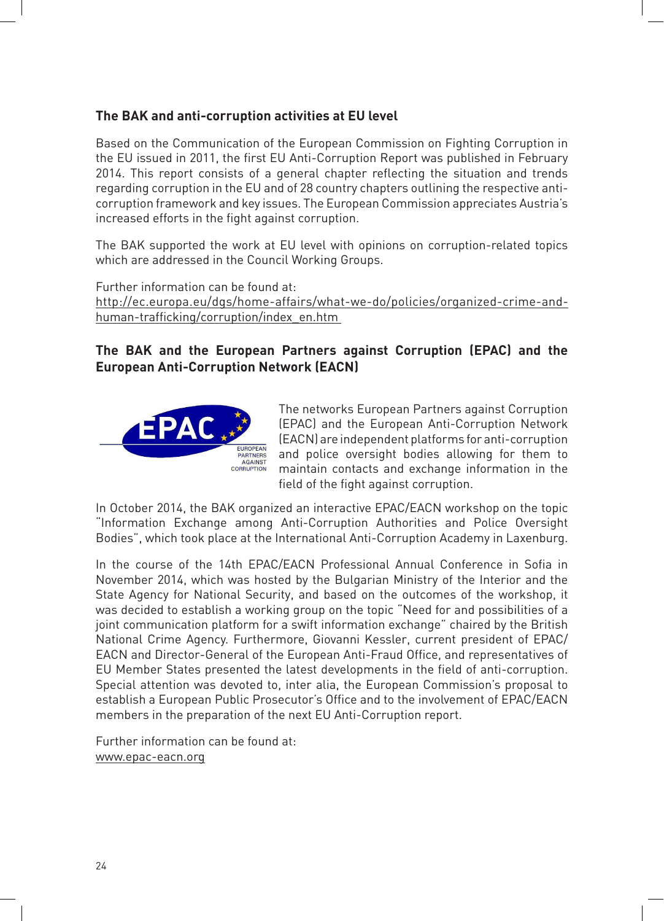## The BAK and anti-corruption activities at EU level

Based on the Communication of the European Commission on Fighting Corruption in the EU issued in 2011, the first EU Anti-Corruption Report was published in February 2014. This report consists of a general chapter reflecting the situation and trends regarding corruption in the EU and of 28 country chapters outlining the respective anti-corruption framework and key issues. The European Commission appreciates Austria's increased efforts in the fight against corruption.

The BAK supported the work at EU level with opinions on corruption-related topics which are addressed in the Council Working Groups.

Further information can be found at:
http://ec.europa.eu/dgs/home-affairs/what-we-do/policies/organized-crime-and-human-trafficking/corruption/index_en.htm

## The BAK and the European Partners against Corruption (EPAC) and the European Anti-Corruption Network (EACN)

The networks European Partners against Corruption (EPAC) and the European Anti-Corruption Network (EACN) are independent platforms for anti-corruption and police oversight bodies allowing for them to maintain contacts and exchange information in the field of the fight against corruption.

In October 2014, the BAK organized an interactive EPAC/EACN workshop on the topic "Information Exchange among Anti-Corruption Authorities and Police Oversight Bodies", which took place at the International Anti-Corruption Academy in Laxenburg.

In the course of the 14th EPAC/EACN Professional Annual Conference in Sofia in November 2014, which was hosted by the Bulgarian Ministry of the Interior and the State Agency for National Security, and based on the outcomes of the workshop, it was decided to establish a working group on the topic "Need for and possibilities of a joint communication platform for a swift information exchange" chaired by the British National Crime Agency. Furthermore, Giovanni Kessler, current president of EPAC/EACN and Director-General of the European Anti-Fraud Office, and representatives of EU Member States presented the latest developments in the field of anti-corruption. Special attention was devoted to, inter alia, the European Commission's proposal to establish a European Public Prosecutor's Office and to the involvement of EPAC/EACN members in the preparation of the next EU Anti-Corruption report.

Further information can be found at:
www.epac-eacn.org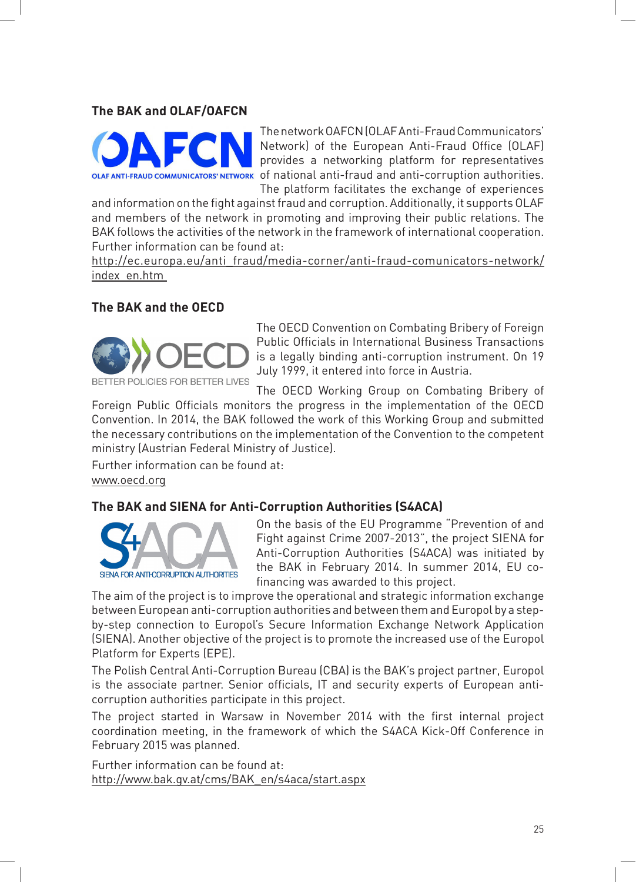### The BAK and OLAF/OAFCN

The network OAFCN (OLAF Anti-Fraud Communicators' Network) of the European Anti-Fraud Office (OLAF) provides a networking platform for representatives of national anti-fraud and anti-corruption authorities. The platform facilitates the exchange of experiences and information on the fight against fraud and corruption. Additionally, it supports OLAF and members of the network in promoting and improving their public relations. The BAK follows the activities of the network in the framework of international cooperation. Further information can be found at:
http://ec.europa.eu/anti_fraud/media-corner/anti-fraud-comunicators-network/index_en.htm

### The BAK and the OECD

The OECD Convention on Combating Bribery of Foreign Public Officials in International Business Transactions is a legally binding anti-corruption instrument. On 19 July 1999, it entered into force in Austria.

The OECD Working Group on Combating Bribery of Foreign Public Officials monitors the progress in the implementation of the OECD Convention. In 2014, the BAK followed the work of this Working Group and submitted the necessary contributions on the implementation of the Convention to the competent ministry (Austrian Federal Ministry of Justice).

Further information can be found at:
www.oecd.org

### The BAK and SIENA for Anti-Corruption Authorities (S4ACA)

On the basis of the EU Programme "Prevention of and Fight against Crime 2007-2013", the project SIENA for Anti-Corruption Authorities (S4ACA) was initiated by the BAK in February 2014. In summer 2014, EU co-financing was awarded to this project.

The aim of the project is to improve the operational and strategic information exchange between European anti-corruption authorities and between them and Europol by a step-by-step connection to Europol's Secure Information Exchange Network Application (SIENA). Another objective of the project is to promote the increased use of the Europol Platform for Experts (EPE).

The Polish Central Anti-Corruption Bureau (CBA) is the BAK's project partner, Europol is the associate partner. Senior officials, IT and security experts of European anti-corruption authorities participate in this project.

The project started in Warsaw in November 2014 with the first internal project coordination meeting, in the framework of which the S4ACA Kick-Off Conference in February 2015 was planned.

Further information can be found at:
http://www.bak.gv.at/cms/BAK_en/s4aca/start.aspx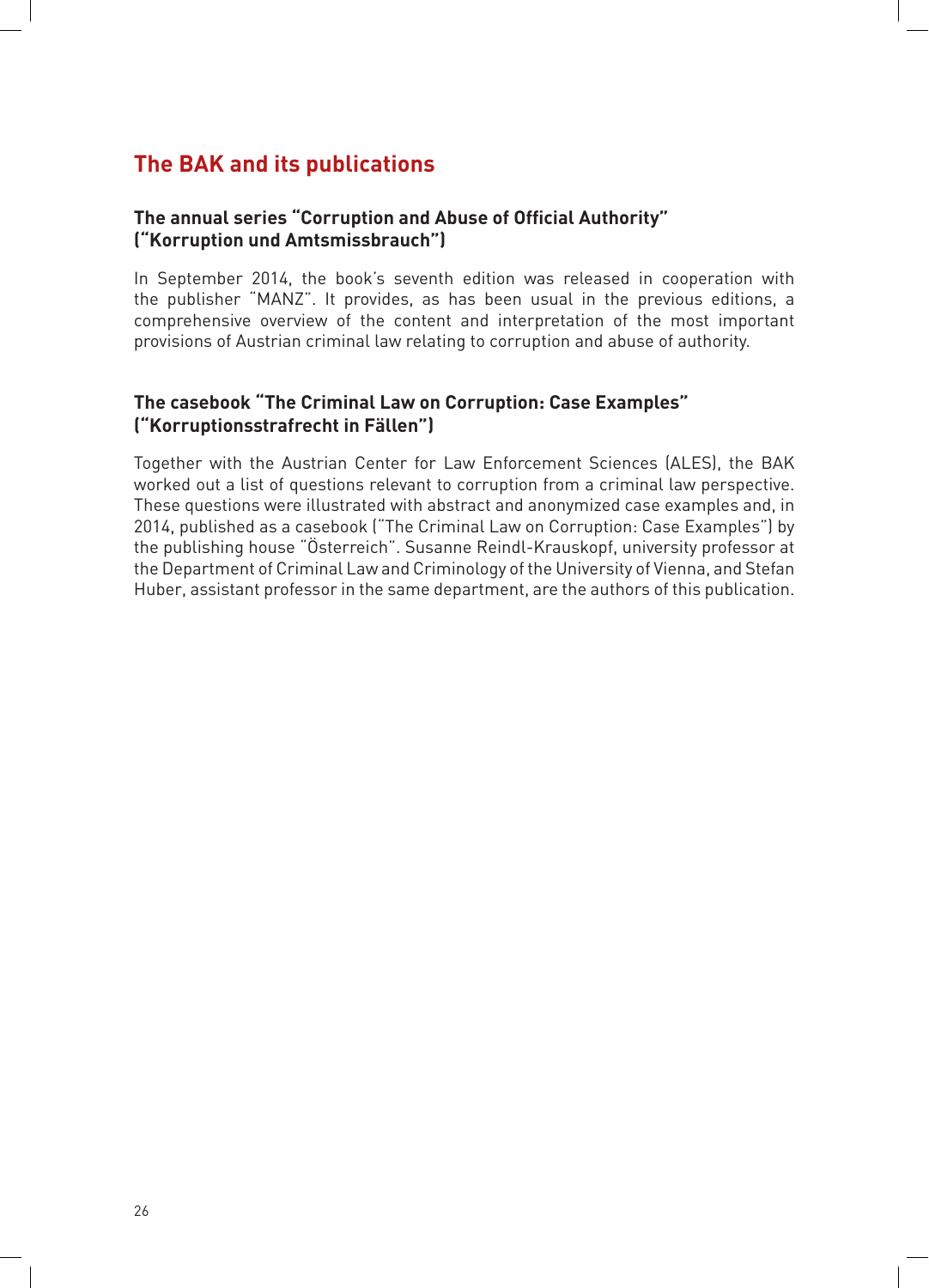## The BAK and its publications

### The annual series "Corruption and Abuse of Official Authority" ("Korruption und Amtsmissbrauch")

In September 2014, the book's seventh edition was released in cooperation with the publisher "MANZ". It provides, as has been usual in the previous editions, a comprehensive overview of the content and interpretation of the most important provisions of Austrian criminal law relating to corruption and abuse of authority.

### The casebook "The Criminal Law on Corruption: Case Examples" ("Korruptionsstrafrecht in Fällen")

Together with the Austrian Center for Law Enforcement Sciences (ALES), the BAK worked out a list of questions relevant to corruption from a criminal law perspective. These questions were illustrated with abstract and anonymized case examples and, in 2014, published as a casebook ("The Criminal Law on Corruption: Case Examples") by the publishing house "Österreich". Susanne Reindl-Krauskopf, university professor at the Department of Criminal Law and Criminology of the University of Vienna, and Stefan Huber, assistant professor in the same department, are the authors of this publication.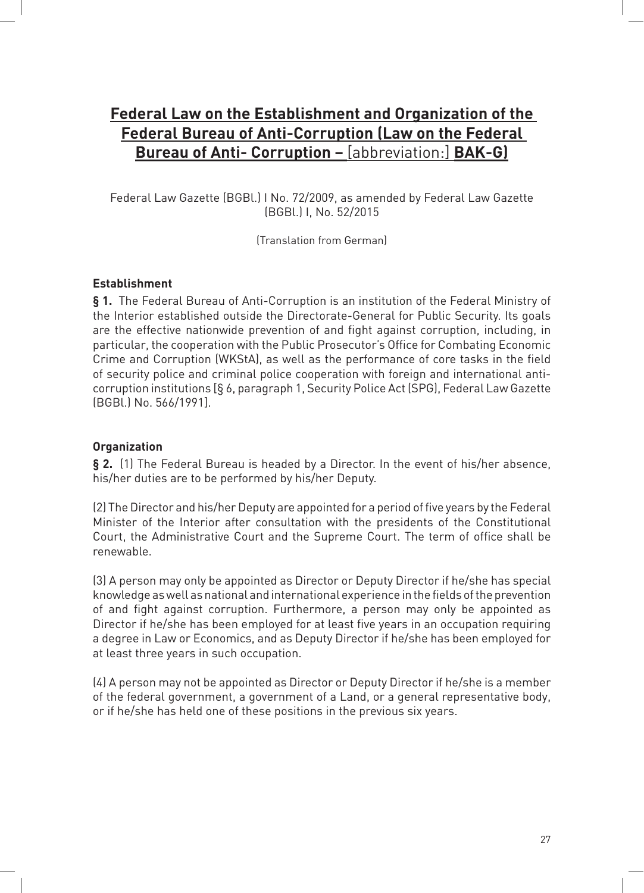# Federal Law on the Establishment and Organization of the Federal Bureau of Anti-Corruption (Law on the Federal Bureau of Anti- Corruption – [abbreviation:] BAK-G)

Federal Law Gazette (BGBl.) I No. 72/2009, as amended by Federal Law Gazette (BGBl.) I, No. 52/2015

(Translation from German)

### Establishment

**§ 1.** The Federal Bureau of Anti-Corruption is an institution of the Federal Ministry of the Interior established outside the Directorate-General for Public Security. Its goals are the effective nationwide prevention of and fight against corruption, including, in particular, the cooperation with the Public Prosecutor's Office for Combating Economic Crime and Corruption (WKStA), as well as the performance of core tasks in the field of security police and criminal police cooperation with foreign and international anti-corruption institutions [§ 6, paragraph 1, Security Police Act (SPG), Federal Law Gazette (BGBl.) No. 566/1991].

### Organization

**§ 2.** (1) The Federal Bureau is headed by a Director. In the event of his/her absence, his/her duties are to be performed by his/her Deputy.

(2) The Director and his/her Deputy are appointed for a period of five years by the Federal Minister of the Interior after consultation with the presidents of the Constitutional Court, the Administrative Court and the Supreme Court. The term of office shall be renewable.

(3) A person may only be appointed as Director or Deputy Director if he/she has special knowledge as well as national and international experience in the fields of the prevention of and fight against corruption. Furthermore, a person may only be appointed as Director if he/she has been employed for at least five years in an occupation requiring a degree in Law or Economics, and as Deputy Director if he/she has been employed for at least three years in such occupation.

(4) A person may not be appointed as Director or Deputy Director if he/she is a member of the federal government, a government of a Land, or a general representative body, or if he/she has held one of these positions in the previous six years.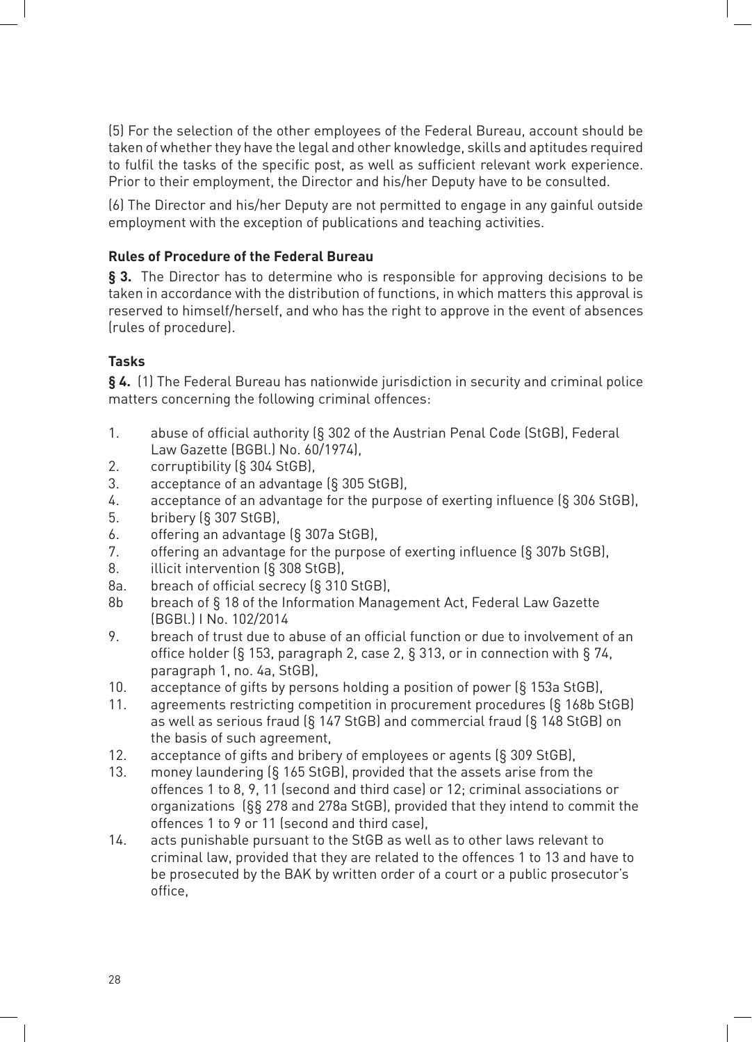(5) For the selection of the other employees of the Federal Bureau, account should be taken of whether they have the legal and other knowledge, skills and aptitudes required to fulfil the tasks of the specific post, as well as sufficient relevant work experience. Prior to their employment, the Director and his/her Deputy have to be consulted.

(6) The Director and his/her Deputy are not permitted to engage in any gainful outside employment with the exception of publications and teaching activities.

**Rules of Procedure of the Federal Bureau**

**§ 3.** The Director has to determine who is responsible for approving decisions to be taken in accordance with the distribution of functions, in which matters this approval is reserved to himself/herself, and who has the right to approve in the event of absences (rules of procedure).

**Tasks**

**§ 4.** (1) The Federal Bureau has nationwide jurisdiction in security and criminal police matters concerning the following criminal offences:

1. abuse of official authority (§ 302 of the Austrian Penal Code (StGB), Federal Law Gazette (BGBl.) No. 60/1974),
2. corruptibility (§ 304 StGB),
3. acceptance of an advantage (§ 305 StGB),
4. acceptance of an advantage for the purpose of exerting influence (§ 306 StGB),
5. bribery (§ 307 StGB),
6. offering an advantage (§ 307a StGB),
7. offering an advantage for the purpose of exerting influence (§ 307b StGB),
8. illicit intervention (§ 308 StGB),

8a. breach of official secrecy (§ 310 StGB),

8b breach of § 18 of the Information Management Act, Federal Law Gazette (BGBl.) I No. 102/2014

9. breach of trust due to abuse of an official function or due to involvement of an office holder (§ 153, paragraph 2, case 2, § 313, or in connection with § 74, paragraph 1, no. 4a, StGB),
10. acceptance of gifts by persons holding a position of power (§ 153a StGB),
11. agreements restricting competition in procurement procedures (§ 168b StGB) as well as serious fraud (§ 147 StGB) and commercial fraud (§ 148 StGB) on the basis of such agreement,
12. acceptance of gifts and bribery of employees or agents (§ 309 StGB),
13. money laundering (§ 165 StGB), provided that the assets arise from the offences 1 to 8, 9, 11 (second and third case) or 12; criminal associations or organizations (§§ 278 and 278a StGB), provided that they intend to commit the offences 1 to 9 or 11 (second and third case),
14. acts punishable pursuant to the StGB as well as to other laws relevant to criminal law, provided that they are related to the offences 1 to 13 and have to be prosecuted by the BAK by written order of a court or a public prosecutor's office,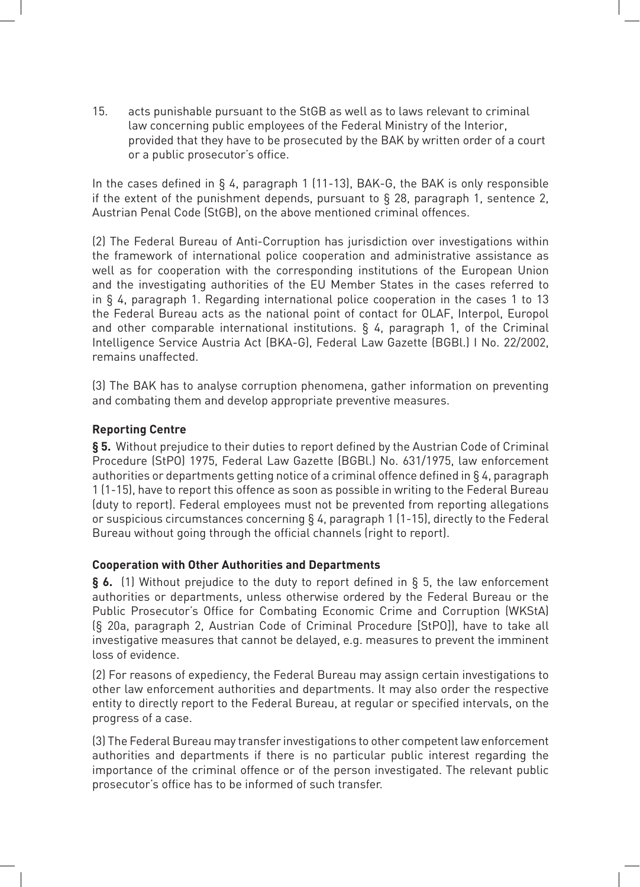15. acts punishable pursuant to the StGB as well as to laws relevant to criminal law concerning public employees of the Federal Ministry of the Interior, provided that they have to be prosecuted by the BAK by written order of a court or a public prosecutor's office.

In the cases defined in § 4, paragraph 1 (11-13), BAK-G, the BAK is only responsible if the extent of the punishment depends, pursuant to § 28, paragraph 1, sentence 2, Austrian Penal Code (StGB), on the above mentioned criminal offences.

(2) The Federal Bureau of Anti-Corruption has jurisdiction over investigations within the framework of international police cooperation and administrative assistance as well as for cooperation with the corresponding institutions of the European Union and the investigating authorities of the EU Member States in the cases referred to in § 4, paragraph 1. Regarding international police cooperation in the cases 1 to 13 the Federal Bureau acts as the national point of contact for OLAF, Interpol, Europol and other comparable international institutions. § 4, paragraph 1, of the Criminal Intelligence Service Austria Act (BKA-G), Federal Law Gazette (BGBl.) I No. 22/2002, remains unaffected.

(3) The BAK has to analyse corruption phenomena, gather information on preventing and combating them and develop appropriate preventive measures.

**Reporting Centre**

**§ 5.** Without prejudice to their duties to report defined by the Austrian Code of Criminal Procedure (StPO) 1975, Federal Law Gazette (BGBl.) No. 631/1975, law enforcement authorities or departments getting notice of a criminal offence defined in § 4, paragraph 1 (1-15), have to report this offence as soon as possible in writing to the Federal Bureau (duty to report). Federal employees must not be prevented from reporting allegations or suspicious circumstances concerning § 4, paragraph 1 (1-15), directly to the Federal Bureau without going through the official channels (right to report).

**Cooperation with Other Authorities and Departments**

**§ 6.** (1) Without prejudice to the duty to report defined in § 5, the law enforcement authorities or departments, unless otherwise ordered by the Federal Bureau or the Public Prosecutor's Office for Combating Economic Crime and Corruption (WKStA) (§ 20a, paragraph 2, Austrian Code of Criminal Procedure [StPO]), have to take all investigative measures that cannot be delayed, e.g. measures to prevent the imminent loss of evidence.

(2) For reasons of expediency, the Federal Bureau may assign certain investigations to other law enforcement authorities and departments. It may also order the respective entity to directly report to the Federal Bureau, at regular or specified intervals, on the progress of a case.

(3) The Federal Bureau may transfer investigations to other competent law enforcement authorities and departments if there is no particular public interest regarding the importance of the criminal offence or of the person investigated. The relevant public prosecutor's office has to be informed of such transfer.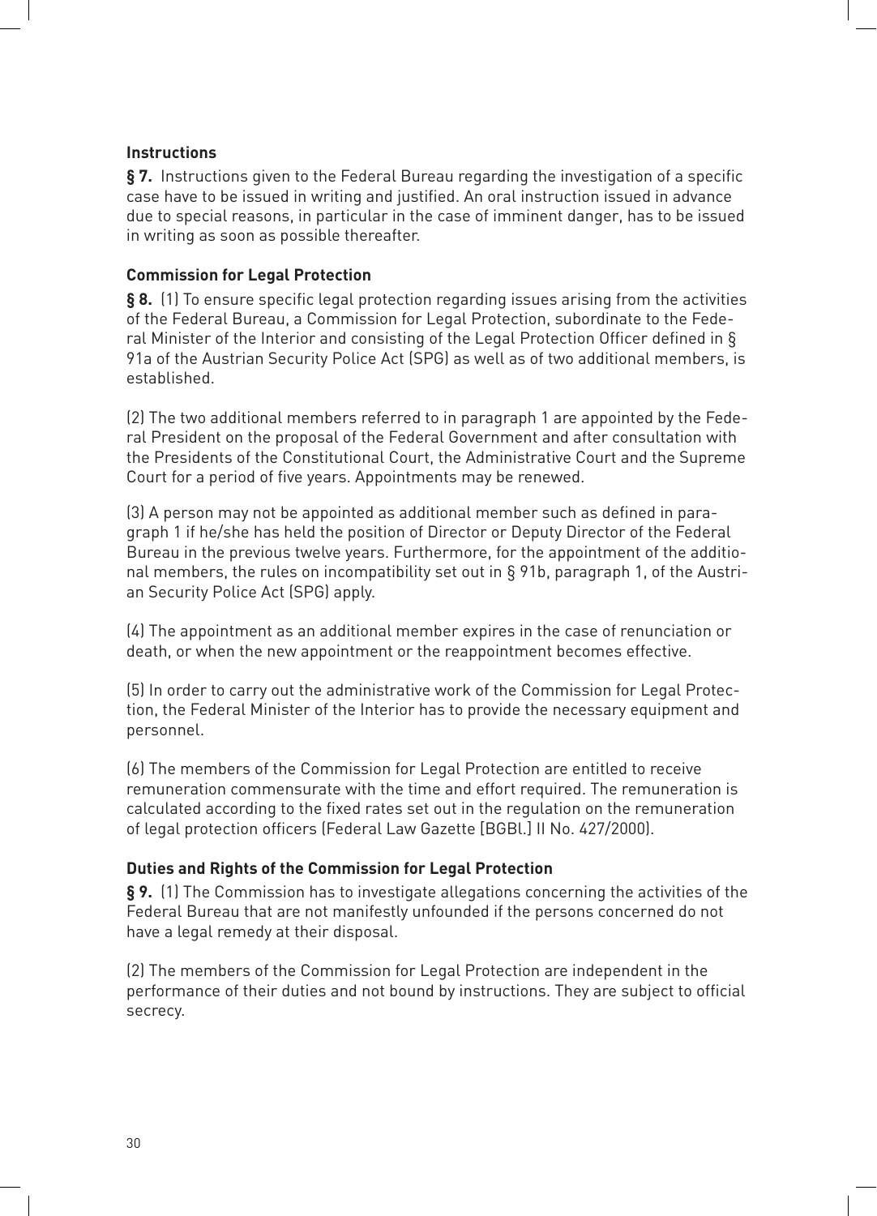**Instructions**

**§ 7.** Instructions given to the Federal Bureau regarding the investigation of a specific case have to be issued in writing and justified. An oral instruction issued in advance due to special reasons, in particular in the case of imminent danger, has to be issued in writing as soon as possible thereafter.

**Commission for Legal Protection**

**§ 8.** (1) To ensure specific legal protection regarding issues arising from the activities of the Federal Bureau, a Commission for Legal Protection, subordinate to the Federal Minister of the Interior and consisting of the Legal Protection Officer defined in § 91a of the Austrian Security Police Act (SPG) as well as of two additional members, is established.

(2) The two additional members referred to in paragraph 1 are appointed by the Federal President on the proposal of the Federal Government and after consultation with the Presidents of the Constitutional Court, the Administrative Court and the Supreme Court for a period of five years. Appointments may be renewed.

(3) A person may not be appointed as additional member such as defined in paragraph 1 if he/she has held the position of Director or Deputy Director of the Federal Bureau in the previous twelve years. Furthermore, for the appointment of the additional members, the rules on incompatibility set out in § 91b, paragraph 1, of the Austrian Security Police Act (SPG) apply.

(4) The appointment as an additional member expires in the case of renunciation or death, or when the new appointment or the reappointment becomes effective.

(5) In order to carry out the administrative work of the Commission for Legal Protection, the Federal Minister of the Interior has to provide the necessary equipment and personnel.

(6) The members of the Commission for Legal Protection are entitled to receive remuneration commensurate with the time and effort required. The remuneration is calculated according to the fixed rates set out in the regulation on the remuneration of legal protection officers (Federal Law Gazette [BGBl.] II No. 427/2000).

**Duties and Rights of the Commission for Legal Protection**

**§ 9.** (1) The Commission has to investigate allegations concerning the activities of the Federal Bureau that are not manifestly unfounded if the persons concerned do not have a legal remedy at their disposal.

(2) The members of the Commission for Legal Protection are independent in the performance of their duties and not bound by instructions. They are subject to official secrecy.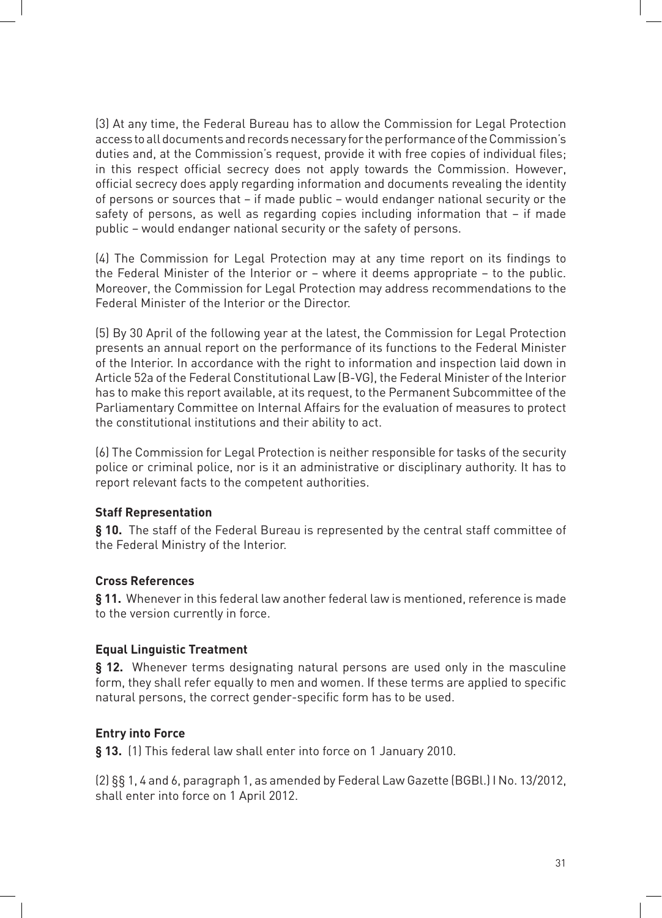(3) At any time, the Federal Bureau has to allow the Commission for Legal Protection access to all documents and records necessary for the performance of the Commission's duties and, at the Commission's request, provide it with free copies of individual files; in this respect official secrecy does not apply towards the Commission. However, official secrecy does apply regarding information and documents revealing the identity of persons or sources that – if made public – would endanger national security or the safety of persons, as well as regarding copies including information that – if made public – would endanger national security or the safety of persons.

(4) The Commission for Legal Protection may at any time report on its findings to the Federal Minister of the Interior or – where it deems appropriate – to the public. Moreover, the Commission for Legal Protection may address recommendations to the Federal Minister of the Interior or the Director.

(5) By 30 April of the following year at the latest, the Commission for Legal Protection presents an annual report on the performance of its functions to the Federal Minister of the Interior. In accordance with the right to information and inspection laid down in Article 52a of the Federal Constitutional Law (B-VG), the Federal Minister of the Interior has to make this report available, at its request, to the Permanent Subcommittee of the Parliamentary Committee on Internal Affairs for the evaluation of measures to protect the constitutional institutions and their ability to act.

(6) The Commission for Legal Protection is neither responsible for tasks of the security police or criminal police, nor is it an administrative or disciplinary authority. It has to report relevant facts to the competent authorities.

**Staff Representation**

**§ 10.** The staff of the Federal Bureau is represented by the central staff committee of the Federal Ministry of the Interior.

**Cross References**

**§ 11.** Whenever in this federal law another federal law is mentioned, reference is made to the version currently in force.

**Equal Linguistic Treatment**

**§ 12.** Whenever terms designating natural persons are used only in the masculine form, they shall refer equally to men and women. If these terms are applied to specific natural persons, the correct gender-specific form has to be used.

**Entry into Force**

**§ 13.** (1) This federal law shall enter into force on 1 January 2010.

(2) §§ 1, 4 and 6, paragraph 1, as amended by Federal Law Gazette (BGBl.) I No. 13/2012, shall enter into force on 1 April 2012.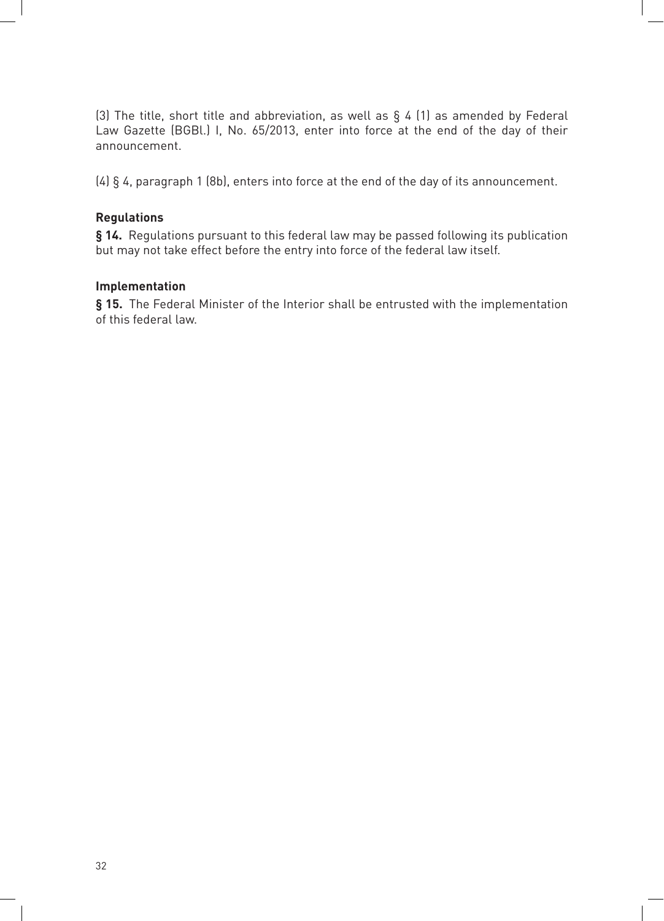(3) The title, short title and abbreviation, as well as § 4 (1) as amended by Federal Law Gazette (BGBl.) I, No. 65/2013, enter into force at the end of the day of their announcement.

(4) § 4, paragraph 1 (8b), enters into force at the end of the day of its announcement.

**Regulations**

**§ 14.** Regulations pursuant to this federal law may be passed following its publication but may not take effect before the entry into force of the federal law itself.

**Implementation**

**§ 15.** The Federal Minister of the Interior shall be entrusted with the implementation of this federal law.